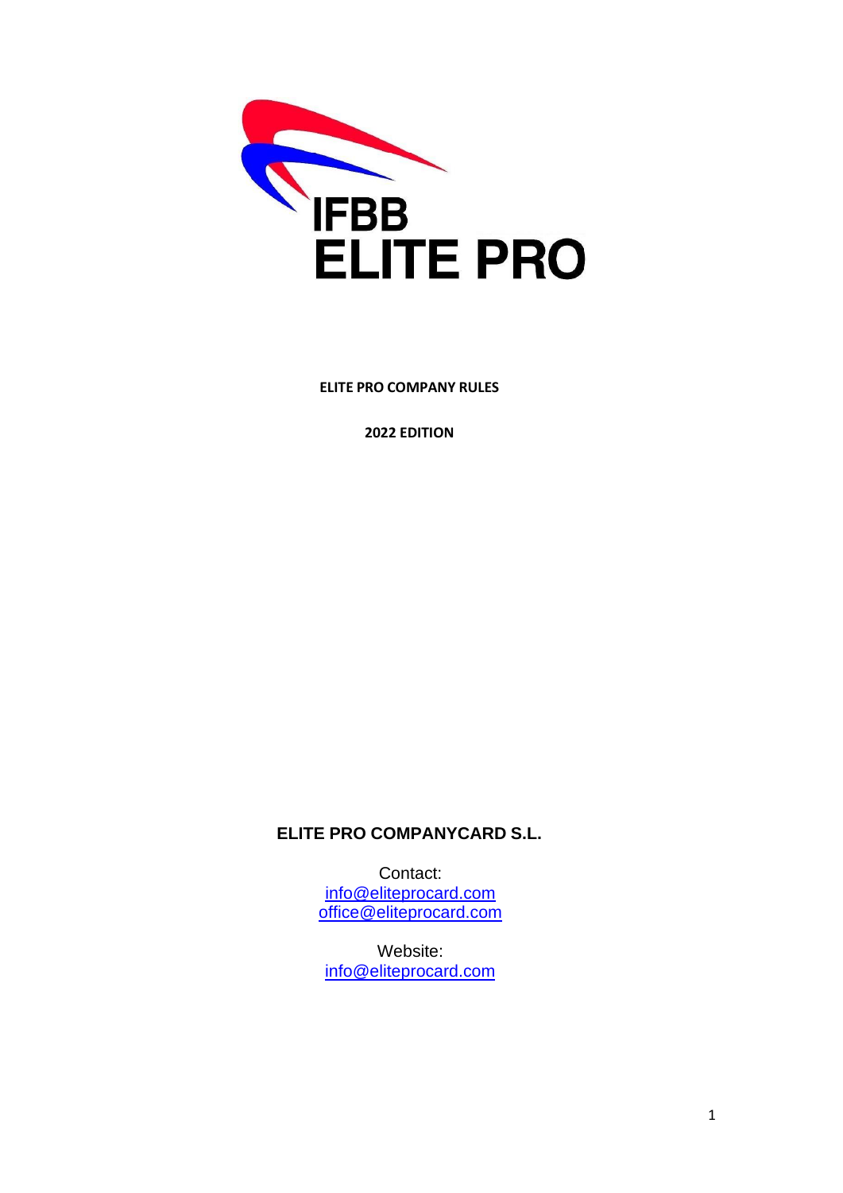# IFBB ELITE PRO

**ELITE PRO COMPANY RULES**

**2022 EDITION**

**ELITE PRO COMPANYCARD S.L.**

Contact:
info@eliteprocard.com
office@eliteprocard.com

Website:
info@eliteprocard.com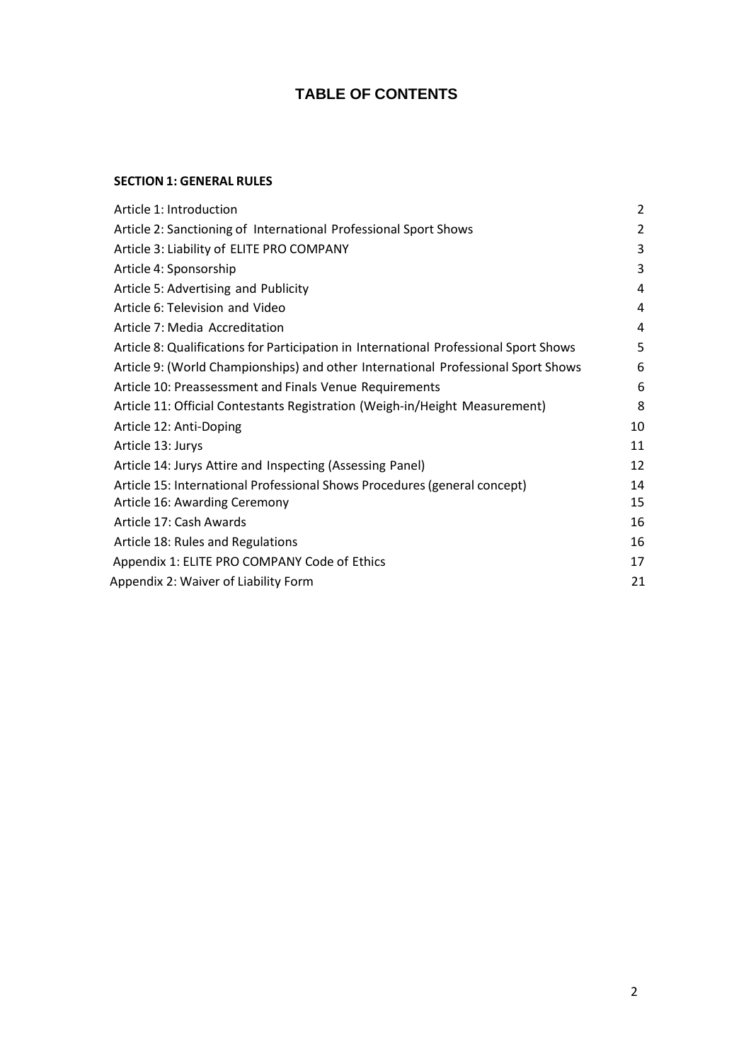# TABLE OF CONTENTS

**SECTION 1: GENERAL RULES**

| | |
|---|---|
| Article 1: Introduction | 2 |
| Article 2: Sanctioning of International Professional Sport Shows | 2 |
| Article 3: Liability of ELITE PRO COMPANY | 3 |
| Article 4: Sponsorship | 3 |
| Article 5: Advertising and Publicity | 4 |
| Article 6: Television and Video | 4 |
| Article 7: Media Accreditation | 4 |
| Article 8: Qualifications for Participation in International Professional Sport Shows | 5 |
| Article 9: (World Championships) and other International Professional Sport Shows | 6 |
| Article 10: Preassessment and Finals Venue Requirements | 6 |
| Article 11: Official Contestants Registration (Weigh-in/Height Measurement) | 8 |
| Article 12: Anti-Doping | 10 |
| Article 13: Jurys | 11 |
| Article 14: Jurys Attire and Inspecting (Assessing Panel) | 12 |
| Article 15: International Professional Shows Procedures (general concept) | 14 |
| Article 16: Awarding Ceremony | 15 |
| Article 17: Cash Awards | 16 |
| Article 18: Rules and Regulations | 16 |
| Appendix 1: ELITE PRO COMPANY Code of Ethics | 17 |
| Appendix 2: Waiver of Liability Form | 21 |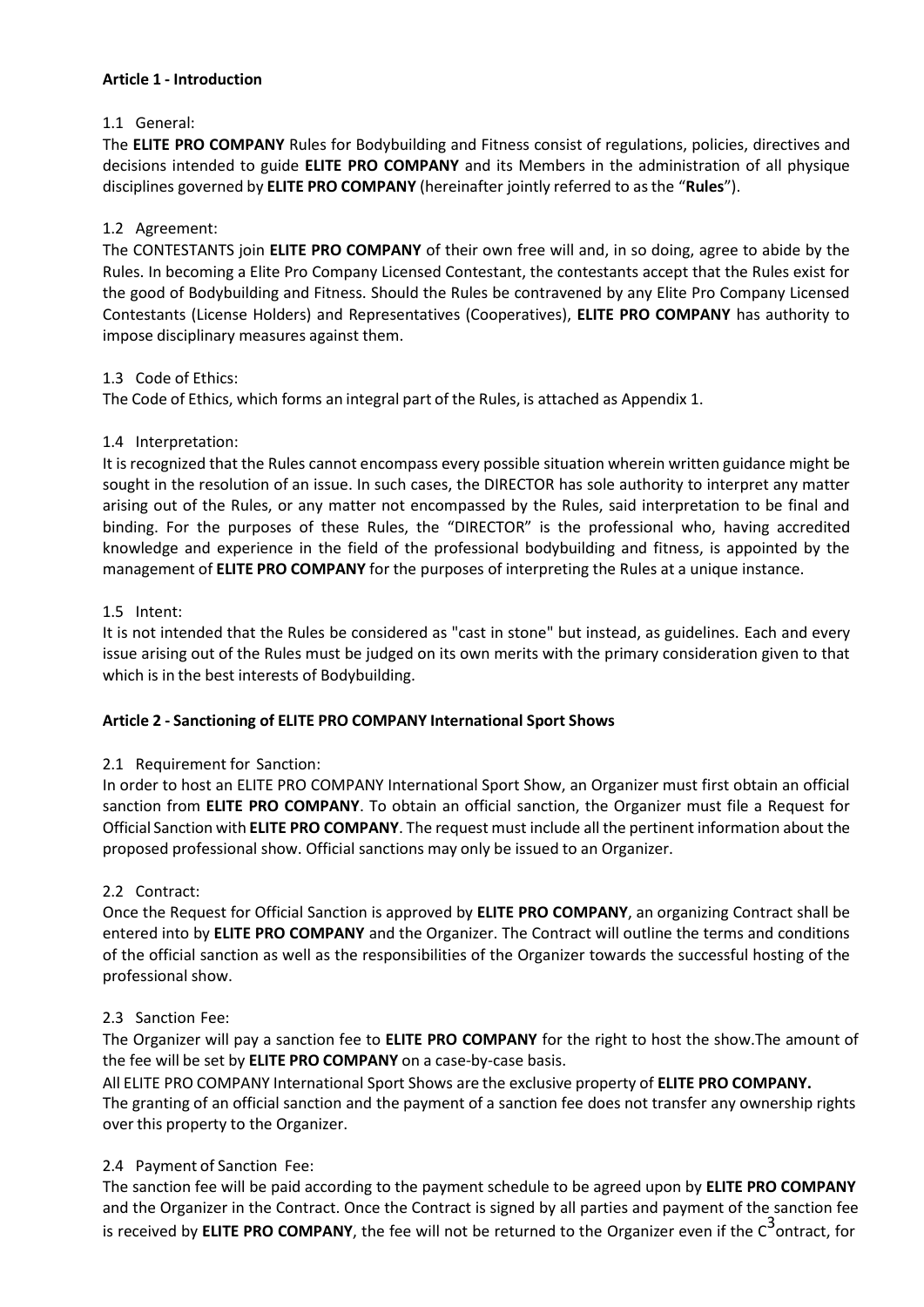**Article 1 - Introduction**

1.1 General:

The **ELITE PRO COMPANY** Rules for Bodybuilding and Fitness consist of regulations, policies, directives and decisions intended to guide **ELITE PRO COMPANY** and its Members in the administration of all physique disciplines governed by **ELITE PRO COMPANY** (hereinafter jointly referred to as the "**Rules**").

1.2 Agreement:

The CONTESTANTS join **ELITE PRO COMPANY** of their own free will and, in so doing, agree to abide by the Rules. In becoming a Elite Pro Company Licensed Contestant, the contestants accept that the Rules exist for the good of Bodybuilding and Fitness. Should the Rules be contravened by any Elite Pro Company Licensed Contestants (License Holders) and Representatives (Cooperatives), **ELITE PRO COMPANY** has authority to impose disciplinary measures against them.

1.3 Code of Ethics:

The Code of Ethics, which forms an integral part of the Rules, is attached as Appendix 1.

1.4 Interpretation:

It is recognized that the Rules cannot encompass every possible situation wherein written guidance might be sought in the resolution of an issue. In such cases, the DIRECTOR has sole authority to interpret any matter arising out of the Rules, or any matter not encompassed by the Rules, said interpretation to be final and binding. For the purposes of these Rules, the "DIRECTOR" is the professional who, having accredited knowledge and experience in the field of the professional bodybuilding and fitness, is appointed by the management of **ELITE PRO COMPANY** for the purposes of interpreting the Rules at a unique instance.

1.5 Intent:

It is not intended that the Rules be considered as "cast in stone" but instead, as guidelines. Each and every issue arising out of the Rules must be judged on its own merits with the primary consideration given to that which is in the best interests of Bodybuilding.

**Article 2 - Sanctioning of ELITE PRO COMPANY International Sport Shows**

2.1 Requirement for Sanction:

In order to host an ELITE PRO COMPANY International Sport Show, an Organizer must first obtain an official sanction from **ELITE PRO COMPANY**. To obtain an official sanction, the Organizer must file a Request for Official Sanction with **ELITE PRO COMPANY**. The request must include all the pertinent information about the proposed professional show. Official sanctions may only be issued to an Organizer.

2.2 Contract:

Once the Request for Official Sanction is approved by **ELITE PRO COMPANY**, an organizing Contract shall be entered into by **ELITE PRO COMPANY** and the Organizer. The Contract will outline the terms and conditions of the official sanction as well as the responsibilities of the Organizer towards the successful hosting of the professional show.

2.3 Sanction Fee:

The Organizer will pay a sanction fee to **ELITE PRO COMPANY** for the right to host the show.The amount of the fee will be set by **ELITE PRO COMPANY** on a case-by-case basis.

All ELITE PRO COMPANY International Sport Shows are the exclusive property of **ELITE PRO COMPANY.**

The granting of an official sanction and the payment of a sanction fee does not transfer any ownership rights over this property to the Organizer.

2.4 Payment of Sanction Fee:

The sanction fee will be paid according to the payment schedule to be agreed upon by **ELITE PRO COMPANY** and the Organizer in the Contract. Once the Contract is signed by all parties and payment of the sanction fee is received by **ELITE PRO COMPANY**, the fee will not be returned to the Organizer even if the Contract, for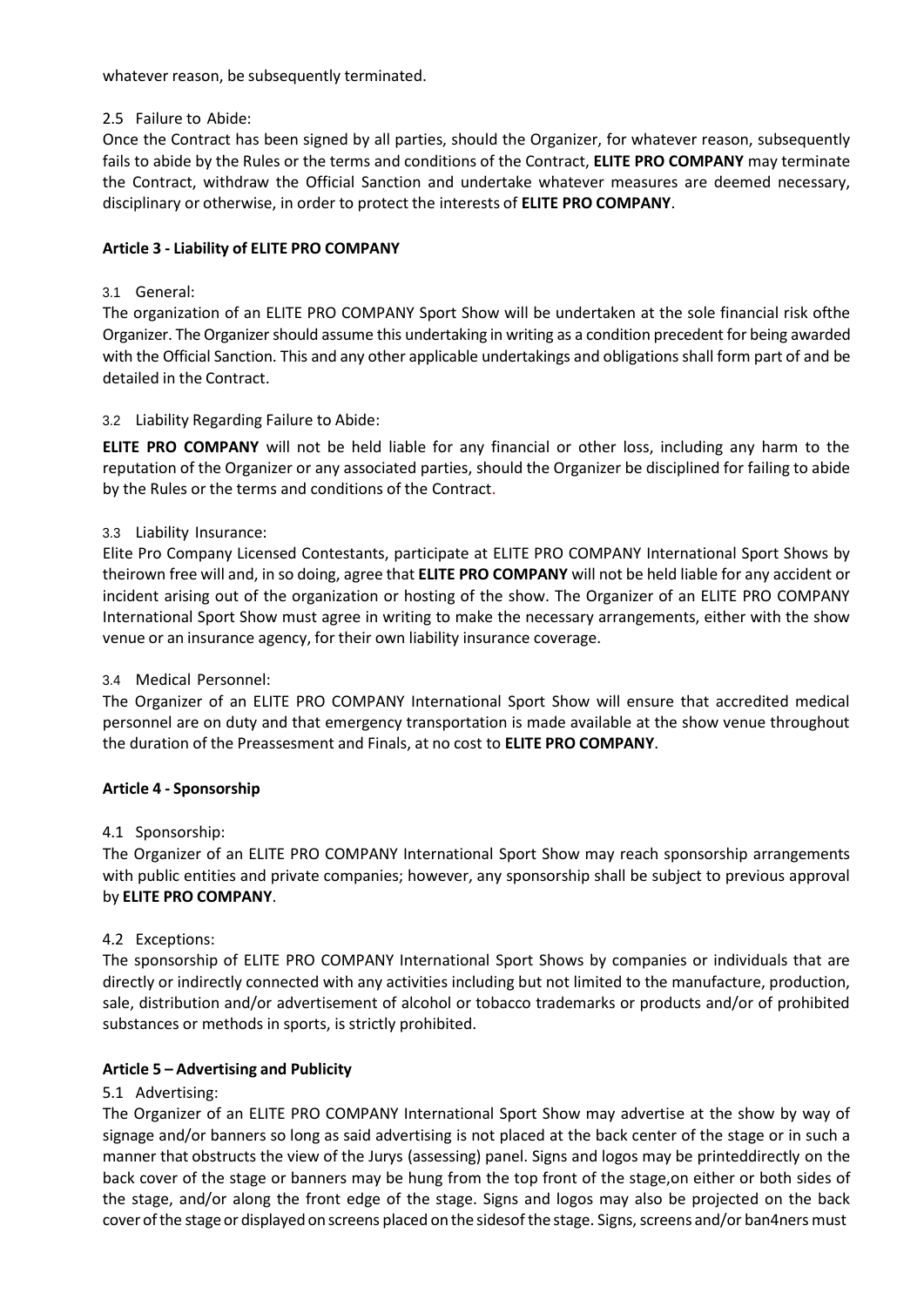whatever reason, be subsequently terminated.

2.5 Failure to Abide:

Once the Contract has been signed by all parties, should the Organizer, for whatever reason, subsequently fails to abide by the Rules or the terms and conditions of the Contract, **ELITE PRO COMPANY** may terminate the Contract, withdraw the Official Sanction and undertake whatever measures are deemed necessary, disciplinary or otherwise, in order to protect the interests of **ELITE PRO COMPANY**.

**Article 3 - Liability of ELITE PRO COMPANY**

3.1 General:

The organization of an ELITE PRO COMPANY Sport Show will be undertaken at the sole financial risk ofthe Organizer. The Organizer should assume this undertaking in writing as a condition precedent for being awarded with the Official Sanction. This and any other applicable undertakings and obligations shall form part of and be detailed in the Contract.

3.2 Liability Regarding Failure to Abide:

**ELITE PRO COMPANY** will not be held liable for any financial or other loss, including any harm to the reputation of the Organizer or any associated parties, should the Organizer be disciplined for failing to abide by the Rules or the terms and conditions of the Contract.

3.3 Liability Insurance:

Elite Pro Company Licensed Contestants, participate at ELITE PRO COMPANY International Sport Shows by theirown free will and, in so doing, agree that **ELITE PRO COMPANY** will not be held liable for any accident or incident arising out of the organization or hosting of the show. The Organizer of an ELITE PRO COMPANY International Sport Show must agree in writing to make the necessary arrangements, either with the show venue or an insurance agency, for their own liability insurance coverage.

3.4 Medical Personnel:

The Organizer of an ELITE PRO COMPANY International Sport Show will ensure that accredited medical personnel are on duty and that emergency transportation is made available at the show venue throughout the duration of the Preassesment and Finals, at no cost to **ELITE PRO COMPANY**.

**Article 4 - Sponsorship**

4.1 Sponsorship:

The Organizer of an ELITE PRO COMPANY International Sport Show may reach sponsorship arrangements with public entities and private companies; however, any sponsorship shall be subject to previous approval by **ELITE PRO COMPANY**.

4.2 Exceptions:

The sponsorship of ELITE PRO COMPANY International Sport Shows by companies or individuals that are directly or indirectly connected with any activities including but not limited to the manufacture, production, sale, distribution and/or advertisement of alcohol or tobacco trademarks or products and/or of prohibited substances or methods in sports, is strictly prohibited.

**Article 5 – Advertising and Publicity**

5.1 Advertising:

The Organizer of an ELITE PRO COMPANY International Sport Show may advertise at the show by way of signage and/or banners so long as said advertising is not placed at the back center of the stage or in such a manner that obstructs the view of the Jurys (assessing) panel. Signs and logos may be printeddirectly on the back cover of the stage or banners may be hung from the top front of the stage,on either or both sides of the stage, and/or along the front edge of the stage. Signs and logos may also be projected on the back cover of the stage or displayed on screens placed on the sidesof the stage. Signs, screens and/or ban4ners must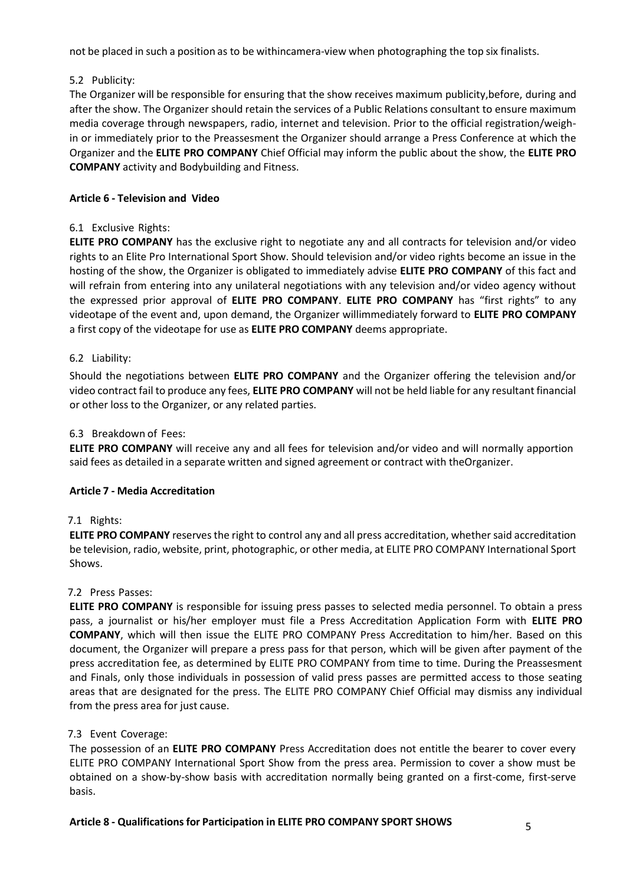not be placed in such a position as to be withincamera-view when photographing the top six finalists.

5.2 Publicity:

The Organizer will be responsible for ensuring that the show receives maximum publicity,before, during and after the show. The Organizer should retain the services of a Public Relations consultant to ensure maximum media coverage through newspapers, radio, internet and television. Prior to the official registration/weigh-in or immediately prior to the Preassesment the Organizer should arrange a Press Conference at which the Organizer and the **ELITE PRO COMPANY** Chief Official may inform the public about the show, the **ELITE PRO COMPANY** activity and Bodybuilding and Fitness.

**Article 6 - Television and Video**

6.1 Exclusive Rights:

**ELITE PRO COMPANY** has the exclusive right to negotiate any and all contracts for television and/or video rights to an Elite Pro International Sport Show. Should television and/or video rights become an issue in the hosting of the show, the Organizer is obligated to immediately advise **ELITE PRO COMPANY** of this fact and will refrain from entering into any unilateral negotiations with any television and/or video agency without the expressed prior approval of **ELITE PRO COMPANY**. **ELITE PRO COMPANY** has "first rights" to any videotape of the event and, upon demand, the Organizer willimmediately forward to **ELITE PRO COMPANY** a first copy of the videotape for use as **ELITE PRO COMPANY** deems appropriate.

6.2 Liability:

Should the negotiations between **ELITE PRO COMPANY** and the Organizer offering the television and/or video contract fail to produce any fees, **ELITE PRO COMPANY** will not be held liable for any resultant financial or other loss to the Organizer, or any related parties.

6.3 Breakdown of Fees:

**ELITE PRO COMPANY** will receive any and all fees for television and/or video and will normally apportion said fees as detailed in a separate written and signed agreement or contract with theOrganizer.

**Article 7 - Media Accreditation**

7.1 Rights:

**ELITE PRO COMPANY** reserves the right to control any and all press accreditation, whether said accreditation be television, radio, website, print, photographic, or other media, at ELITE PRO COMPANY International Sport Shows.

7.2 Press Passes:

**ELITE PRO COMPANY** is responsible for issuing press passes to selected media personnel. To obtain a press pass, a journalist or his/her employer must file a Press Accreditation Application Form with **ELITE PRO COMPANY**, which will then issue the ELITE PRO COMPANY Press Accreditation to him/her. Based on this document, the Organizer will prepare a press pass for that person, which will be given after payment of the press accreditation fee, as determined by ELITE PRO COMPANY from time to time. During the Preassesment and Finals, only those individuals in possession of valid press passes are permitted access to those seating areas that are designated for the press. The ELITE PRO COMPANY Chief Official may dismiss any individual from the press area for just cause.

7.3 Event Coverage:

The possession of an **ELITE PRO COMPANY** Press Accreditation does not entitle the bearer to cover every ELITE PRO COMPANY International Sport Show from the press area. Permission to cover a show must be obtained on a show-by-show basis with accreditation normally being granted on a first-come, first-serve basis.

**Article 8 - Qualifications for Participation in ELITE PRO COMPANY SPORT SHOWS**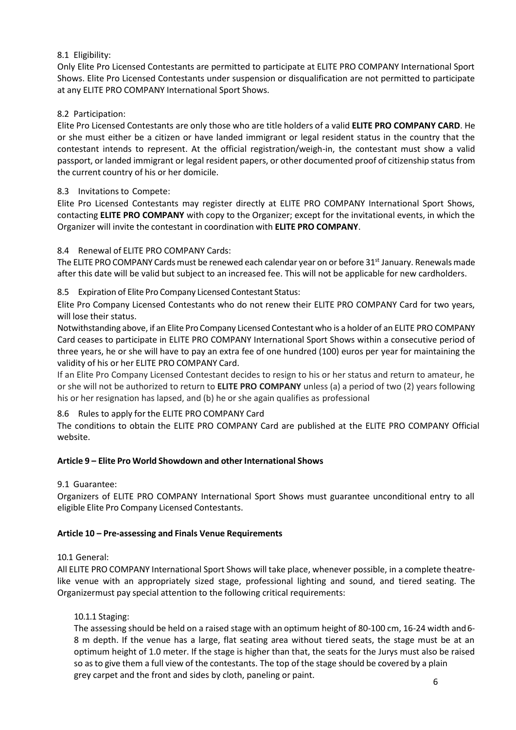8.1 Eligibility:

Only Elite Pro Licensed Contestants are permitted to participate at ELITE PRO COMPANY International Sport Shows. Elite Pro Licensed Contestants under suspension or disqualification are not permitted to participate at any ELITE PRO COMPANY International Sport Shows.

8.2 Participation:

Elite Pro Licensed Contestants are only those who are title holders of a valid **ELITE PRO COMPANY CARD**. He or she must either be a citizen or have landed immigrant or legal resident status in the country that the contestant intends to represent. At the official registration/weigh-in, the contestant must show a valid passport, or landed immigrant or legal resident papers, or other documented proof of citizenship status from the current country of his or her domicile.

8.3 Invitations to Compete:

Elite Pro Licensed Contestants may register directly at ELITE PRO COMPANY International Sport Shows, contacting **ELITE PRO COMPANY** with copy to the Organizer; except for the invitational events, in which the Organizer will invite the contestant in coordination with **ELITE PRO COMPANY**.

8.4 Renewal of ELITE PRO COMPANY Cards:

The ELITE PRO COMPANY Cards must be renewed each calendar year on or before 31st January. Renewals made after this date will be valid but subject to an increased fee. This will not be applicable for new cardholders.

8.5 Expiration of Elite Pro Company Licensed Contestant Status:

Elite Pro Company Licensed Contestants who do not renew their ELITE PRO COMPANY Card for two years, will lose their status.

Notwithstanding above, if an Elite Pro Company Licensed Contestant who is a holder of an ELITE PRO COMPANY Card ceases to participate in ELITE PRO COMPANY International Sport Shows within a consecutive period of three years, he or she will have to pay an extra fee of one hundred (100) euros per year for maintaining the validity of his or her ELITE PRO COMPANY Card.

If an Elite Pro Company Licensed Contestant decides to resign to his or her status and return to amateur, he or she will not be authorized to return to **ELITE PRO COMPANY** unless (a) a period of two (2) years following his or her resignation has lapsed, and (b) he or she again qualifies as professional

8.6 Rules to apply for the ELITE PRO COMPANY Card

The conditions to obtain the ELITE PRO COMPANY Card are published at the ELITE PRO COMPANY Official website.

**Article 9 – Elite Pro World Showdown and other International Shows**

9.1 Guarantee:

Organizers of ELITE PRO COMPANY International Sport Shows must guarantee unconditional entry to all eligible Elite Pro Company Licensed Contestants.

**Article 10 – Pre-assessing and Finals Venue Requirements**

10.1 General:

All ELITE PRO COMPANY International Sport Shows will take place, whenever possible, in a complete theatre-like venue with an appropriately sized stage, professional lighting and sound, and tiered seating. The Organizermust pay special attention to the following critical requirements:

10.1.1 Staging:

The assessing should be held on a raised stage with an optimum height of 80-100 cm, 16-24 width and 6-8 m depth. If the venue has a large, flat seating area without tiered seats, the stage must be at an optimum height of 1.0 meter. If the stage is higher than that, the seats for the Jurys must also be raised so as to give them a full view of the contestants. The top of the stage should be covered by a plain grey carpet and the front and sides by cloth, paneling or paint.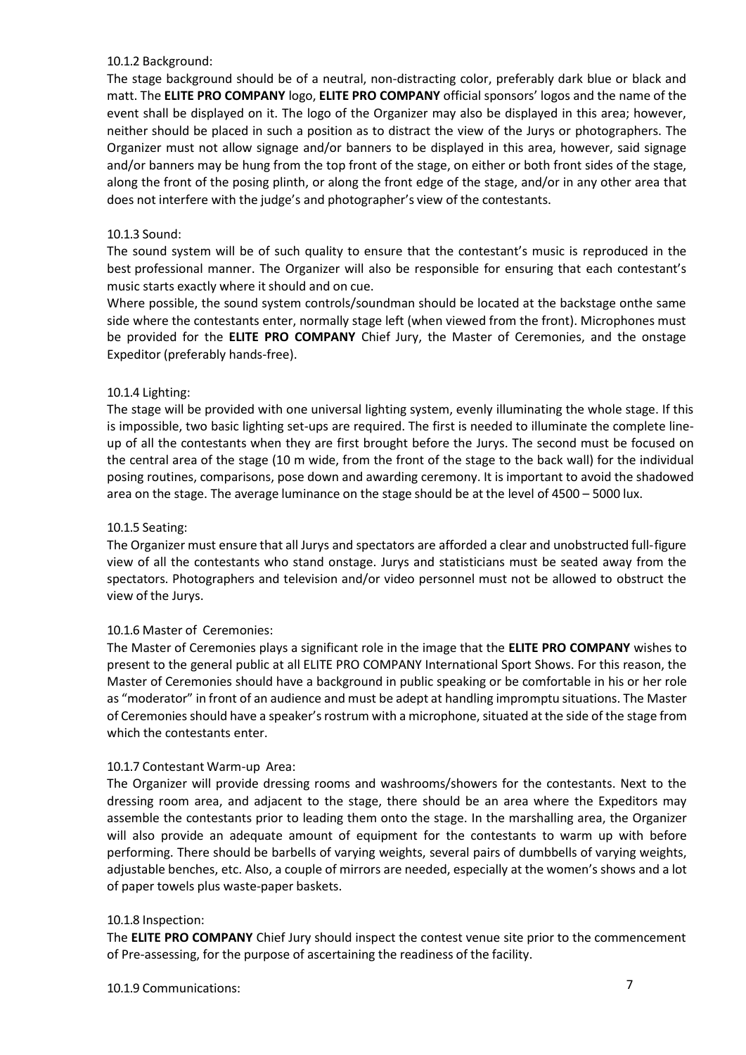10.1.2 Background:

The stage background should be of a neutral, non-distracting color, preferably dark blue or black and matt. The **ELITE PRO COMPANY** logo, **ELITE PRO COMPANY** official sponsors' logos and the name of the event shall be displayed on it. The logo of the Organizer may also be displayed in this area; however, neither should be placed in such a position as to distract the view of the Jurys or photographers. The Organizer must not allow signage and/or banners to be displayed in this area, however, said signage and/or banners may be hung from the top front of the stage, on either or both front sides of the stage, along the front of the posing plinth, or along the front edge of the stage, and/or in any other area that does not interfere with the judge's and photographer's view of the contestants.

10.1.3 Sound:

The sound system will be of such quality to ensure that the contestant's music is reproduced in the best professional manner. The Organizer will also be responsible for ensuring that each contestant's music starts exactly where it should and on cue.

Where possible, the sound system controls/soundman should be located at the backstage onthe same side where the contestants enter, normally stage left (when viewed from the front). Microphones must be provided for the **ELITE PRO COMPANY** Chief Jury, the Master of Ceremonies, and the onstage Expeditor (preferably hands-free).

10.1.4 Lighting:

The stage will be provided with one universal lighting system, evenly illuminating the whole stage. If this is impossible, two basic lighting set-ups are required. The first is needed to illuminate the complete line-up of all the contestants when they are first brought before the Jurys. The second must be focused on the central area of the stage (10 m wide, from the front of the stage to the back wall) for the individual posing routines, comparisons, pose down and awarding ceremony. It is important to avoid the shadowed area on the stage. The average luminance on the stage should be at the level of 4500 – 5000 lux.

10.1.5 Seating:

The Organizer must ensure that all Jurys and spectators are afforded a clear and unobstructed full-figure view of all the contestants who stand onstage. Jurys and statisticians must be seated away from the spectators. Photographers and television and/or video personnel must not be allowed to obstruct the view of the Jurys.

10.1.6 Master of Ceremonies:

The Master of Ceremonies plays a significant role in the image that the **ELITE PRO COMPANY** wishes to present to the general public at all ELITE PRO COMPANY International Sport Shows. For this reason, the Master of Ceremonies should have a background in public speaking or be comfortable in his or her role as "moderator" in front of an audience and must be adept at handling impromptu situations. The Master of Ceremonies should have a speaker's rostrum with a microphone, situated at the side of the stage from which the contestants enter.

10.1.7 Contestant Warm-up Area:

The Organizer will provide dressing rooms and washrooms/showers for the contestants. Next to the dressing room area, and adjacent to the stage, there should be an area where the Expeditors may assemble the contestants prior to leading them onto the stage. In the marshalling area, the Organizer will also provide an adequate amount of equipment for the contestants to warm up with before performing. There should be barbells of varying weights, several pairs of dumbbells of varying weights, adjustable benches, etc. Also, a couple of mirrors are needed, especially at the women's shows and a lot of paper towels plus waste-paper baskets.

10.1.8 Inspection:

The **ELITE PRO COMPANY** Chief Jury should inspect the contest venue site prior to the commencement of Pre-assessing, for the purpose of ascertaining the readiness of the facility.

10.1.9 Communications: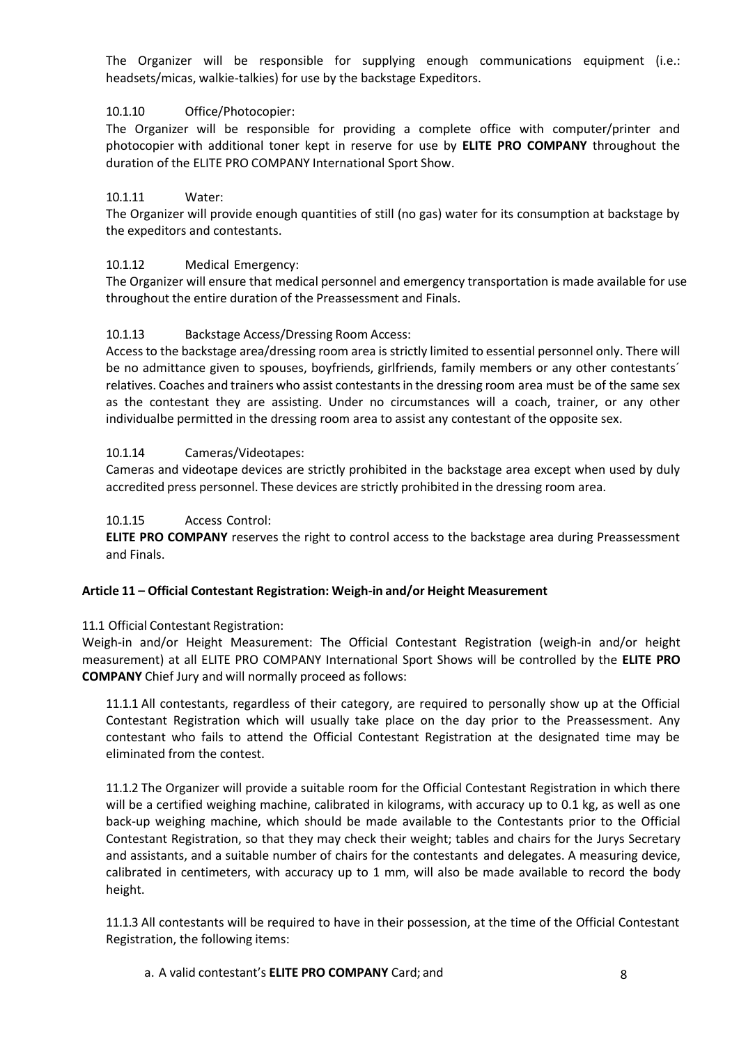The Organizer will be responsible for supplying enough communications equipment (i.e.: headsets/micas, walkie-talkies) for use by the backstage Expeditors.

10.1.10 Office/Photocopier:

The Organizer will be responsible for providing a complete office with computer/printer and photocopier with additional toner kept in reserve for use by **ELITE PRO COMPANY** throughout the duration of the ELITE PRO COMPANY International Sport Show.

10.1.11 Water:

The Organizer will provide enough quantities of still (no gas) water for its consumption at backstage by the expeditors and contestants.

10.1.12 Medical Emergency:

The Organizer will ensure that medical personnel and emergency transportation is made available for use throughout the entire duration of the Preassessment and Finals.

10.1.13 Backstage Access/Dressing Room Access:

Access to the backstage area/dressing room area is strictly limited to essential personnel only. There will be no admittance given to spouses, boyfriends, girlfriends, family members or any other contestants´ relatives. Coaches and trainers who assist contestants in the dressing room area must be of the same sex as the contestant they are assisting. Under no circumstances will a coach, trainer, or any other individualbe permitted in the dressing room area to assist any contestant of the opposite sex.

10.1.14 Cameras/Videotapes:

Cameras and videotape devices are strictly prohibited in the backstage area except when used by duly accredited press personnel. These devices are strictly prohibited in the dressing room area.

10.1.15 Access Control:

**ELITE PRO COMPANY** reserves the right to control access to the backstage area during Preassessment and Finals.

**Article 11 – Official Contestant Registration: Weigh-in and/or Height Measurement**

11.1 Official Contestant Registration:

Weigh-in and/or Height Measurement: The Official Contestant Registration (weigh-in and/or height measurement) at all ELITE PRO COMPANY International Sport Shows will be controlled by the **ELITE PRO COMPANY** Chief Jury and will normally proceed as follows:

11.1.1 All contestants, regardless of their category, are required to personally show up at the Official Contestant Registration which will usually take place on the day prior to the Preassessment. Any contestant who fails to attend the Official Contestant Registration at the designated time may be eliminated from the contest.

11.1.2 The Organizer will provide a suitable room for the Official Contestant Registration in which there will be a certified weighing machine, calibrated in kilograms, with accuracy up to 0.1 kg, as well as one back-up weighing machine, which should be made available to the Contestants prior to the Official Contestant Registration, so that they may check their weight; tables and chairs for the Jurys Secretary and assistants, and a suitable number of chairs for the contestants and delegates. A measuring device, calibrated in centimeters, with accuracy up to 1 mm, will also be made available to record the body height.

11.1.3 All contestants will be required to have in their possession, at the time of the Official Contestant Registration, the following items:

a. A valid contestant's **ELITE PRO COMPANY** Card; and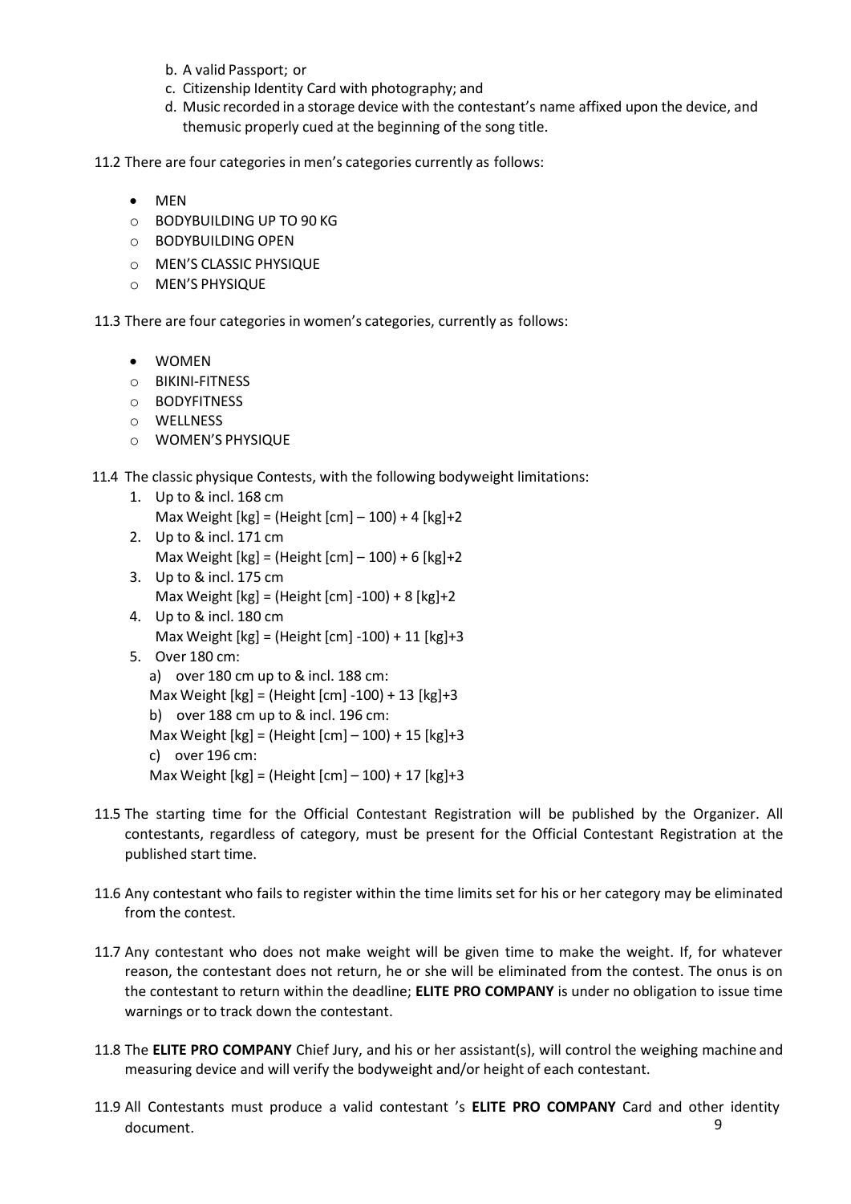b. A valid Passport; or
c. Citizenship Identity Card with photography; and
d. Music recorded in a storage device with the contestant's name affixed upon the device, and themusic properly cued at the beginning of the song title.

11.2 There are four categories in men's categories currently as follows:

- MEN
  - BODYBUILDING UP TO 90 KG
  - BODYBUILDING OPEN
  - MEN'S CLASSIC PHYSIQUE
  - MEN'S PHYSIQUE

11.3 There are four categories in women's categories, currently as follows:

- WOMEN
  - BIKINI-FITNESS
  - BODYFITNESS
  - WELLNESS
  - WOMEN'S PHYSIQUE

11.4 The classic physique Contests, with the following bodyweight limitations:

1. Up to & incl. 168 cm
   Max Weight [kg] = (Height [cm] – 100) + 4 [kg]+2
2. Up to & incl. 171 cm
   Max Weight [kg] = (Height [cm] – 100) + 6 [kg]+2
3. Up to & incl. 175 cm
   Max Weight [kg] = (Height [cm] -100) + 8 [kg]+2
4. Up to & incl. 180 cm
   Max Weight [kg] = (Height [cm] -100) + 11 [kg]+3
5. Over 180 cm:
   a) over 180 cm up to & incl. 188 cm:
   Max Weight [kg] = (Height [cm] -100) + 13 [kg]+3
   b) over 188 cm up to & incl. 196 cm:
   Max Weight [kg] = (Height [cm] – 100) + 15 [kg]+3
   c) over 196 cm:
   Max Weight [kg] = (Height [cm] – 100) + 17 [kg]+3

11.5 The starting time for the Official Contestant Registration will be published by the Organizer. All contestants, regardless of category, must be present for the Official Contestant Registration at the published start time.

11.6 Any contestant who fails to register within the time limits set for his or her category may be eliminated from the contest.

11.7 Any contestant who does not make weight will be given time to make the weight. If, for whatever reason, the contestant does not return, he or she will be eliminated from the contest. The onus is on the contestant to return within the deadline; **ELITE PRO COMPANY** is under no obligation to issue time warnings or to track down the contestant.

11.8 The **ELITE PRO COMPANY** Chief Jury, and his or her assistant(s), will control the weighing machine and measuring device and will verify the bodyweight and/or height of each contestant.

11.9 All Contestants must produce a valid contestant 's **ELITE PRO COMPANY** Card and other identity document.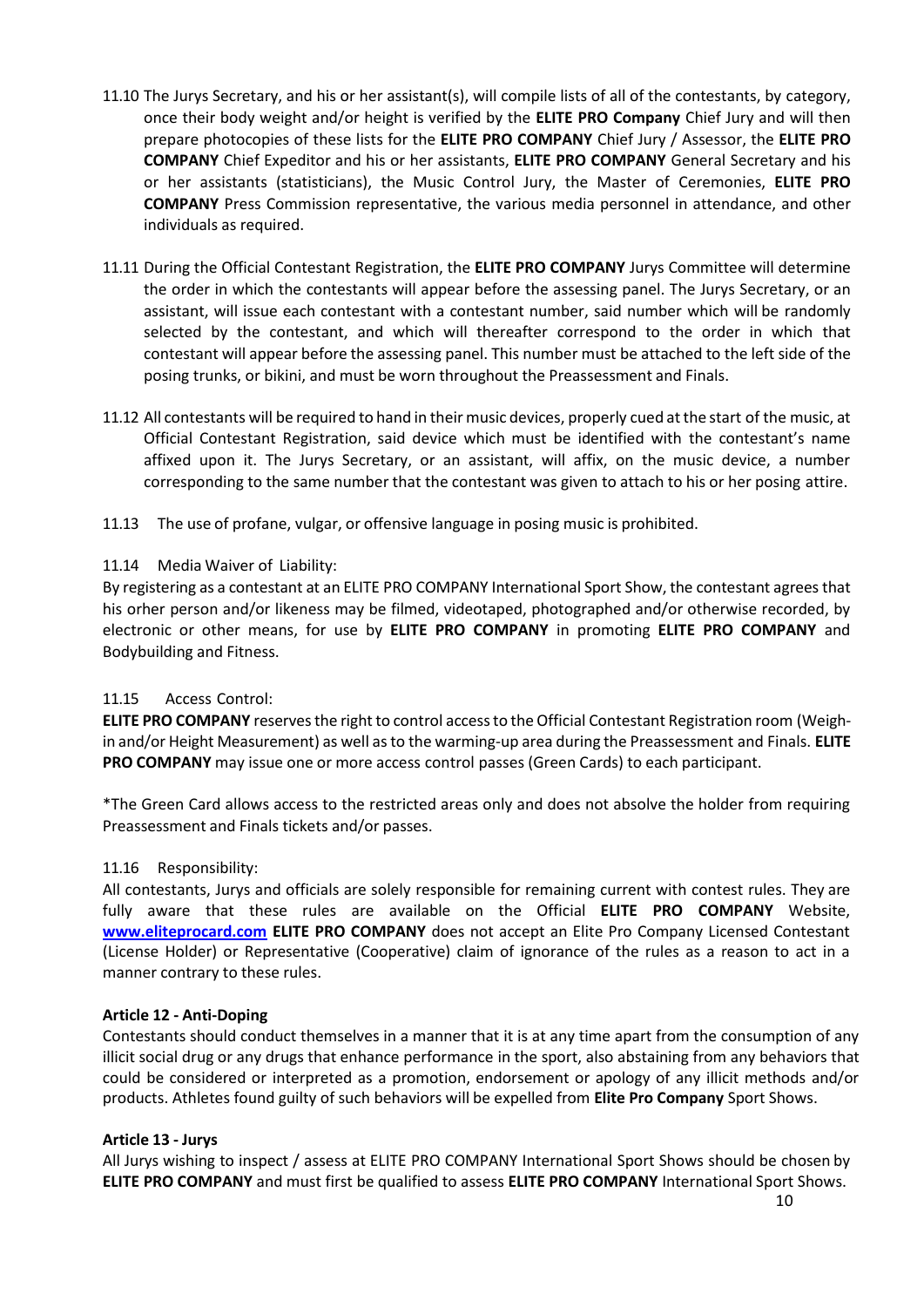11.10 The Jurys Secretary, and his or her assistant(s), will compile lists of all of the contestants, by category, once their body weight and/or height is verified by the **ELITE PRO Company** Chief Jury and will then prepare photocopies of these lists for the **ELITE PRO COMPANY** Chief Jury / Assessor, the **ELITE PRO COMPANY** Chief Expeditor and his or her assistants, **ELITE PRO COMPANY** General Secretary and his or her assistants (statisticians), the Music Control Jury, the Master of Ceremonies, **ELITE PRO COMPANY** Press Commission representative, the various media personnel in attendance, and other individuals as required.

11.11 During the Official Contestant Registration, the **ELITE PRO COMPANY** Jurys Committee will determine the order in which the contestants will appear before the assessing panel. The Jurys Secretary, or an assistant, will issue each contestant with a contestant number, said number which will be randomly selected by the contestant, and which will thereafter correspond to the order in which that contestant will appear before the assessing panel. This number must be attached to the left side of the posing trunks, or bikini, and must be worn throughout the Preassessment and Finals.

11.12 All contestants will be required to hand in their music devices, properly cued at the start of the music, at Official Contestant Registration, said device which must be identified with the contestant's name affixed upon it. The Jurys Secretary, or an assistant, will affix, on the music device, a number corresponding to the same number that the contestant was given to attach to his or her posing attire.

11.13 The use of profane, vulgar, or offensive language in posing music is prohibited.

11.14 Media Waiver of Liability:

By registering as a contestant at an ELITE PRO COMPANY International Sport Show, the contestant agrees that his orher person and/or likeness may be filmed, videotaped, photographed and/or otherwise recorded, by electronic or other means, for use by **ELITE PRO COMPANY** in promoting **ELITE PRO COMPANY** and Bodybuilding and Fitness.

11.15 Access Control:

**ELITE PRO COMPANY** reserves the right to control access to the Official Contestant Registration room (Weigh-in and/or Height Measurement) as well as to the warming-up area during the Preassessment and Finals. **ELITE PRO COMPANY** may issue one or more access control passes (Green Cards) to each participant.

*The Green Card allows access to the restricted areas only and does not absolve the holder from requiring Preassessment and Finals tickets and/or passes.

11.16 Responsibility:

All contestants, Jurys and officials are solely responsible for remaining current with contest rules. They are fully aware that these rules are available on the Official **ELITE PRO COMPANY** Website, **www.eliteprocard.com** **ELITE PRO COMPANY** does not accept an Elite Pro Company Licensed Contestant (License Holder) or Representative (Cooperative) claim of ignorance of the rules as a reason to act in a manner contrary to these rules.

**Article 12 - Anti-Doping**

Contestants should conduct themselves in a manner that it is at any time apart from the consumption of any illicit social drug or any drugs that enhance performance in the sport, also abstaining from any behaviors that could be considered or interpreted as a promotion, endorsement or apology of any illicit methods and/or products. Athletes found guilty of such behaviors will be expelled from **Elite Pro Company** Sport Shows.

**Article 13 - Jurys**

All Jurys wishing to inspect / assess at ELITE PRO COMPANY International Sport Shows should be chosen by **ELITE PRO COMPANY** and must first be qualified to assess **ELITE PRO COMPANY** International Sport Shows.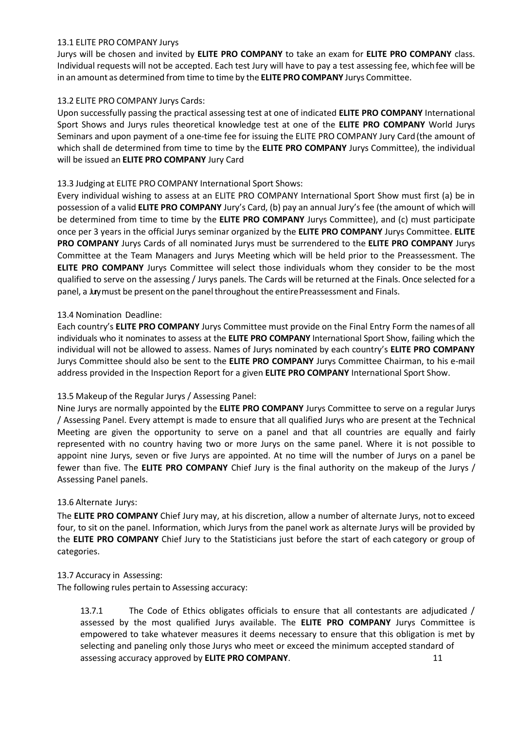13.1 ELITE PRO COMPANY Jurys

Jurys will be chosen and invited by **ELITE PRO COMPANY** to take an exam for **ELITE PRO COMPANY** class. Individual requests will not be accepted. Each test Jury will have to pay a test assessing fee, which fee will be in an amount as determined from time to time by the **ELITE PRO COMPANY** Jurys Committee.

13.2 ELITE PRO COMPANY Jurys Cards:

Upon successfully passing the practical assessing test at one of indicated **ELITE PRO COMPANY** International Sport Shows and Jurys rules theoretical knowledge test at one of the **ELITE PRO COMPANY** World Jurys Seminars and upon payment of a one-time fee for issuing the ELITE PRO COMPANY Jury Card (the amount of which shall de determined from time to time by the **ELITE PRO COMPANY** Jurys Committee), the individual will be issued an **ELITE PRO COMPANY** Jury Card

13.3 Judging at ELITE PRO COMPANY International Sport Shows:

Every individual wishing to assess at an ELITE PRO COMPANY International Sport Show must first (a) be in possession of a valid **ELITE PRO COMPANY** Jury's Card, (b) pay an annual Jury's fee (the amount of which will be determined from time to time by the **ELITE PRO COMPANY** Jurys Committee), and (c) must participate once per 3 years in the official Jurys seminar organized by the **ELITE PRO COMPANY** Jurys Committee. **ELITE PRO COMPANY** Jurys Cards of all nominated Jurys must be surrendered to the **ELITE PRO COMPANY** Jurys Committee at the Team Managers and Jurys Meeting which will be held prior to the Preassessment. The **ELITE PRO COMPANY** Jurys Committee will select those individuals whom they consider to be the most qualified to serve on the assessing / Jurys panels. The Cards will be returned at the Finals. Once selected for a panel, a Jury must be present on the panel throughout the entire Preassessment and Finals.

13.4 Nomination Deadline:

Each country's **ELITE PRO COMPANY** Jurys Committee must provide on the Final Entry Form the names of all individuals who it nominates to assess at the **ELITE PRO COMPANY** International Sport Show, failing which the individual will not be allowed to assess. Names of Jurys nominated by each country's **ELITE PRO COMPANY** Jurys Committee should also be sent to the **ELITE PRO COMPANY** Jurys Committee Chairman, to his e-mail address provided in the Inspection Report for a given **ELITE PRO COMPANY** International Sport Show.

13.5 Makeup of the Regular Jurys / Assessing Panel:

Nine Jurys are normally appointed by the **ELITE PRO COMPANY** Jurys Committee to serve on a regular Jurys / Assessing Panel. Every attempt is made to ensure that all qualified Jurys who are present at the Technical Meeting are given the opportunity to serve on a panel and that all countries are equally and fairly represented with no country having two or more Jurys on the same panel. Where it is not possible to appoint nine Jurys, seven or five Jurys are appointed. At no time will the number of Jurys on a panel be fewer than five. The **ELITE PRO COMPANY** Chief Jury is the final authority on the makeup of the Jurys / Assessing Panel panels.

13.6 Alternate Jurys:

The **ELITE PRO COMPANY** Chief Jury may, at his discretion, allow a number of alternate Jurys, not to exceed four, to sit on the panel. Information, which Jurys from the panel work as alternate Jurys will be provided by the **ELITE PRO COMPANY** Chief Jury to the Statisticians just before the start of each category or group of categories.

13.7 Accuracy in Assessing:

The following rules pertain to Assessing accuracy:

13.7.1 The Code of Ethics obligates officials to ensure that all contestants are adjudicated / assessed by the most qualified Jurys available. The **ELITE PRO COMPANY** Jurys Committee is empowered to take whatever measures it deems necessary to ensure that this obligation is met by selecting and paneling only those Jurys who meet or exceed the minimum accepted standard of assessing accuracy approved by **ELITE PRO COMPANY**.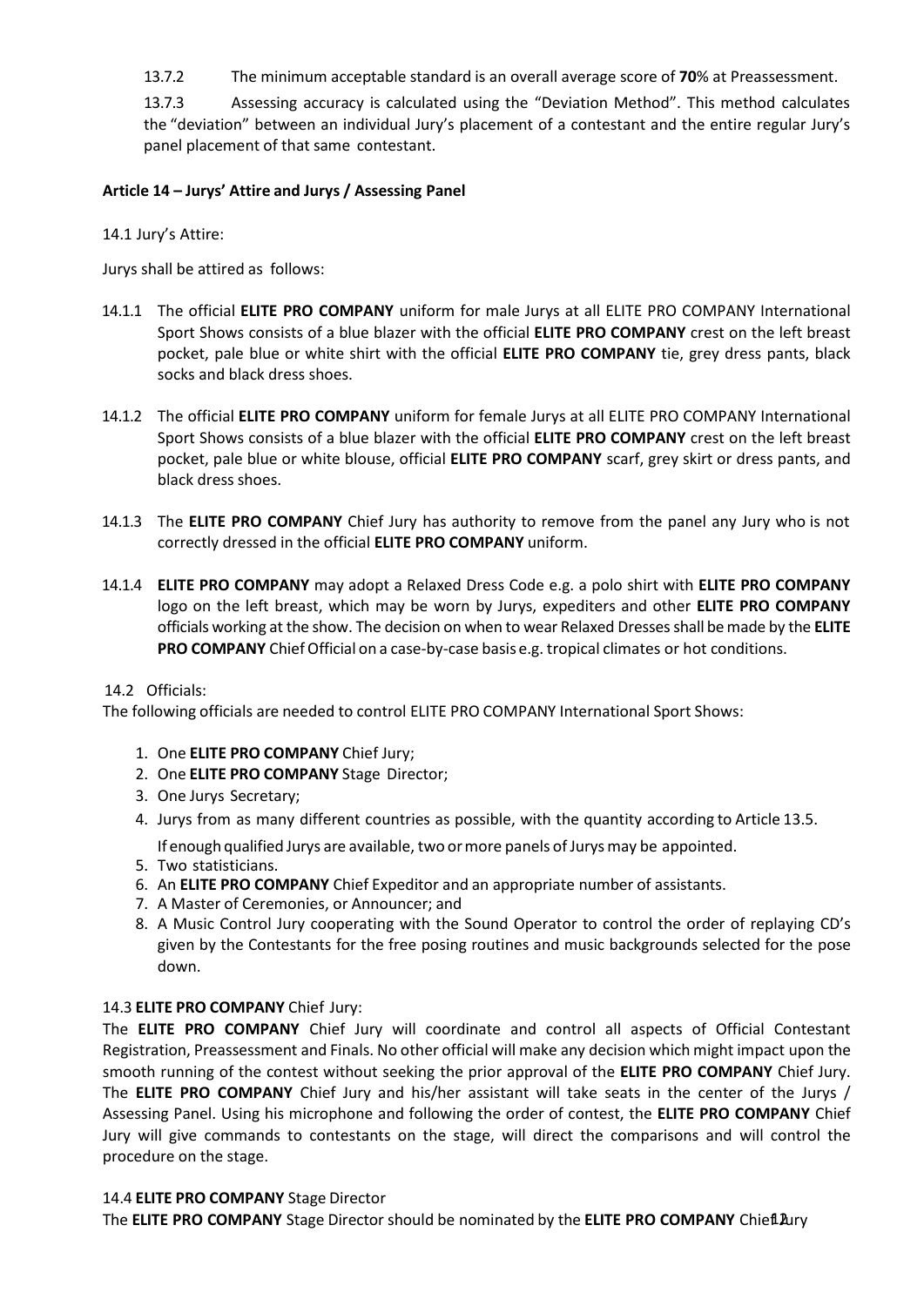13.7.2 The minimum acceptable standard is an overall average score of **70**% at Preassessment.

13.7.3 Assessing accuracy is calculated using the "Deviation Method". This method calculates the "deviation" between an individual Jury's placement of a contestant and the entire regular Jury's panel placement of that same contestant.

**Article 14 – Jurys' Attire and Jurys / Assessing Panel**

14.1 Jury's Attire:

Jurys shall be attired as follows:

14.1.1 The official **ELITE PRO COMPANY** uniform for male Jurys at all ELITE PRO COMPANY International Sport Shows consists of a blue blazer with the official **ELITE PRO COMPANY** crest on the left breast pocket, pale blue or white shirt with the official **ELITE PRO COMPANY** tie, grey dress pants, black socks and black dress shoes.

14.1.2 The official **ELITE PRO COMPANY** uniform for female Jurys at all ELITE PRO COMPANY International Sport Shows consists of a blue blazer with the official **ELITE PRO COMPANY** crest on the left breast pocket, pale blue or white blouse, official **ELITE PRO COMPANY** scarf, grey skirt or dress pants, and black dress shoes.

14.1.3 The **ELITE PRO COMPANY** Chief Jury has authority to remove from the panel any Jury who is not correctly dressed in the official **ELITE PRO COMPANY** uniform.

14.1.4 **ELITE PRO COMPANY** may adopt a Relaxed Dress Code e.g. a polo shirt with **ELITE PRO COMPANY** logo on the left breast, which may be worn by Jurys, expediters and other **ELITE PRO COMPANY** officials working at the show. The decision on when to wear Relaxed Dresses shall be made by the **ELITE PRO COMPANY** Chief Official on a case-by-case basis e.g. tropical climates or hot conditions.

14.2 Officials:

The following officials are needed to control ELITE PRO COMPANY International Sport Shows:

1. One **ELITE PRO COMPANY** Chief Jury;
2. One **ELITE PRO COMPANY** Stage Director;
3. One Jurys Secretary;
4. Jurys from as many different countries as possible, with the quantity according to Article 13.5.
   If enough qualified Jurys are available, two or more panels of Jurys may be appointed.
5. Two statisticians.
6. An **ELITE PRO COMPANY** Chief Expeditor and an appropriate number of assistants.
7. A Master of Ceremonies, or Announcer; and
8. A Music Control Jury cooperating with the Sound Operator to control the order of replaying CD's given by the Contestants for the free posing routines and music backgrounds selected for the pose down.

14.3 **ELITE PRO COMPANY** Chief Jury:

The **ELITE PRO COMPANY** Chief Jury will coordinate and control all aspects of Official Contestant Registration, Preassessment and Finals. No other official will make any decision which might impact upon the smooth running of the contest without seeking the prior approval of the **ELITE PRO COMPANY** Chief Jury. The **ELITE PRO COMPANY** Chief Jury and his/her assistant will take seats in the center of the Jurys / Assessing Panel. Using his microphone and following the order of contest, the **ELITE PRO COMPANY** Chief Jury will give commands to contestants on the stage, will direct the comparisons and will control the procedure on the stage.

14.4 **ELITE PRO COMPANY** Stage Director

The **ELITE PRO COMPANY** Stage Director should be nominated by the **ELITE PRO COMPANY** Chief Jury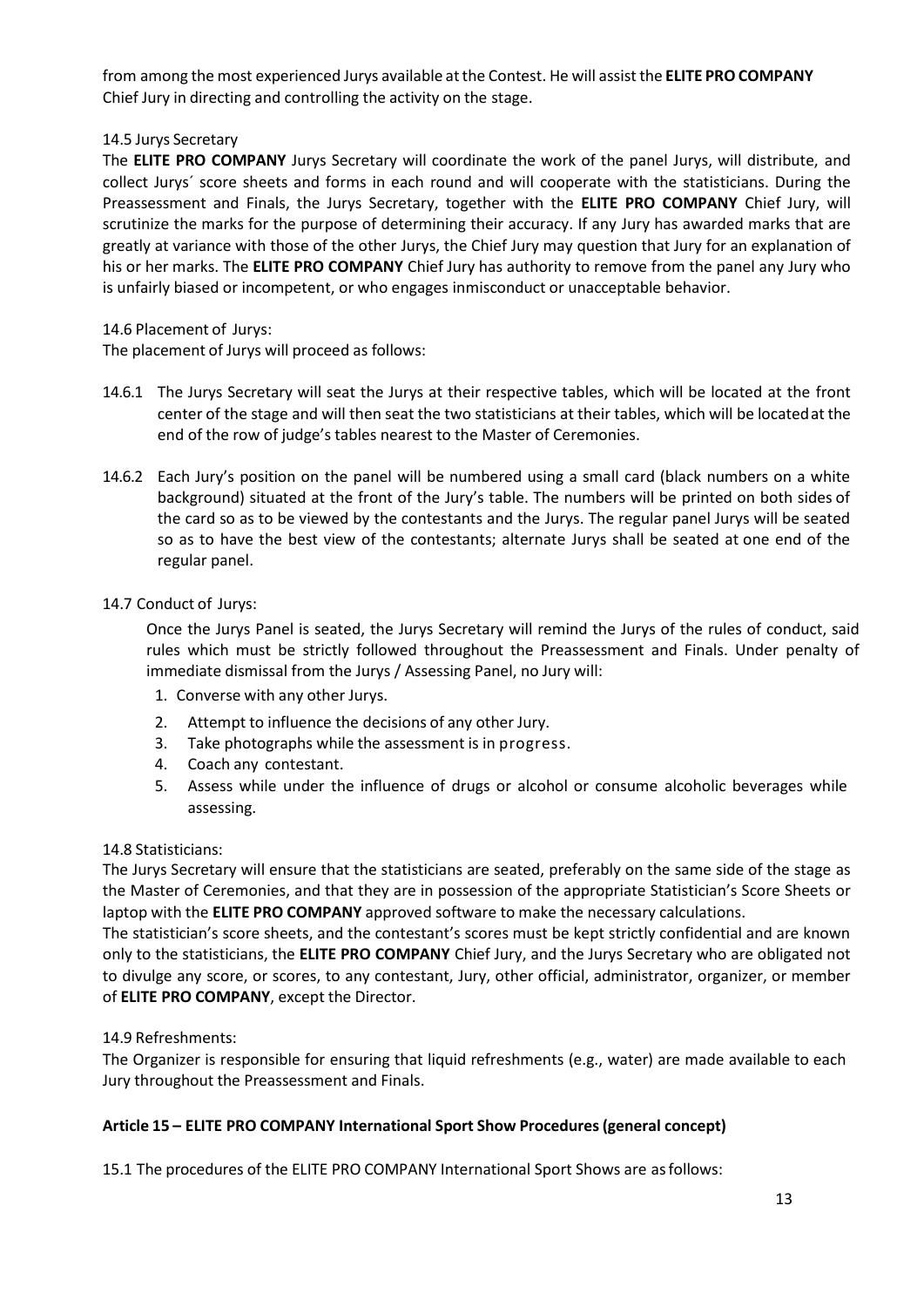from among the most experienced Jurys available at the Contest. He will assist the **ELITE PRO COMPANY** Chief Jury in directing and controlling the activity on the stage.

14.5 Jurys Secretary

The **ELITE PRO COMPANY** Jurys Secretary will coordinate the work of the panel Jurys, will distribute, and collect Jurys´ score sheets and forms in each round and will cooperate with the statisticians. During the Preassessment and Finals, the Jurys Secretary, together with the **ELITE PRO COMPANY** Chief Jury, will scrutinize the marks for the purpose of determining their accuracy. If any Jury has awarded marks that are greatly at variance with those of the other Jurys, the Chief Jury may question that Jury for an explanation of his or her marks. The **ELITE PRO COMPANY** Chief Jury has authority to remove from the panel any Jury who is unfairly biased or incompetent, or who engages inmisconduct or unacceptable behavior.

14.6 Placement of Jurys:

The placement of Jurys will proceed as follows:

14.6.1 The Jurys Secretary will seat the Jurys at their respective tables, which will be located at the front center of the stage and will then seat the two statisticians at their tables, which will be locatedat the end of the row of judge's tables nearest to the Master of Ceremonies.

14.6.2 Each Jury's position on the panel will be numbered using a small card (black numbers on a white background) situated at the front of the Jury's table. The numbers will be printed on both sides of the card so as to be viewed by the contestants and the Jurys. The regular panel Jurys will be seated so as to have the best view of the contestants; alternate Jurys shall be seated at one end of the regular panel.

14.7 Conduct of Jurys:

Once the Jurys Panel is seated, the Jurys Secretary will remind the Jurys of the rules of conduct, said rules which must be strictly followed throughout the Preassessment and Finals. Under penalty of immediate dismissal from the Jurys / Assessing Panel, no Jury will:

1. Converse with any other Jurys.
2. Attempt to influence the decisions of any other Jury.
3. Take photographs while the assessment is in progress.
4. Coach any contestant.
5. Assess while under the influence of drugs or alcohol or consume alcoholic beverages while assessing.

14.8 Statisticians:

The Jurys Secretary will ensure that the statisticians are seated, preferably on the same side of the stage as the Master of Ceremonies, and that they are in possession of the appropriate Statistician's Score Sheets or laptop with the **ELITE PRO COMPANY** approved software to make the necessary calculations.

The statistician's score sheets, and the contestant's scores must be kept strictly confidential and are known only to the statisticians, the **ELITE PRO COMPANY** Chief Jury, and the Jurys Secretary who are obligated not to divulge any score, or scores, to any contestant, Jury, other official, administrator, organizer, or member of **ELITE PRO COMPANY**, except the Director.

14.9 Refreshments:

The Organizer is responsible for ensuring that liquid refreshments (e.g., water) are made available to each Jury throughout the Preassessment and Finals.

**Article 15 – ELITE PRO COMPANY International Sport Show Procedures (general concept)**

15.1 The procedures of the ELITE PRO COMPANY International Sport Shows are asfollows: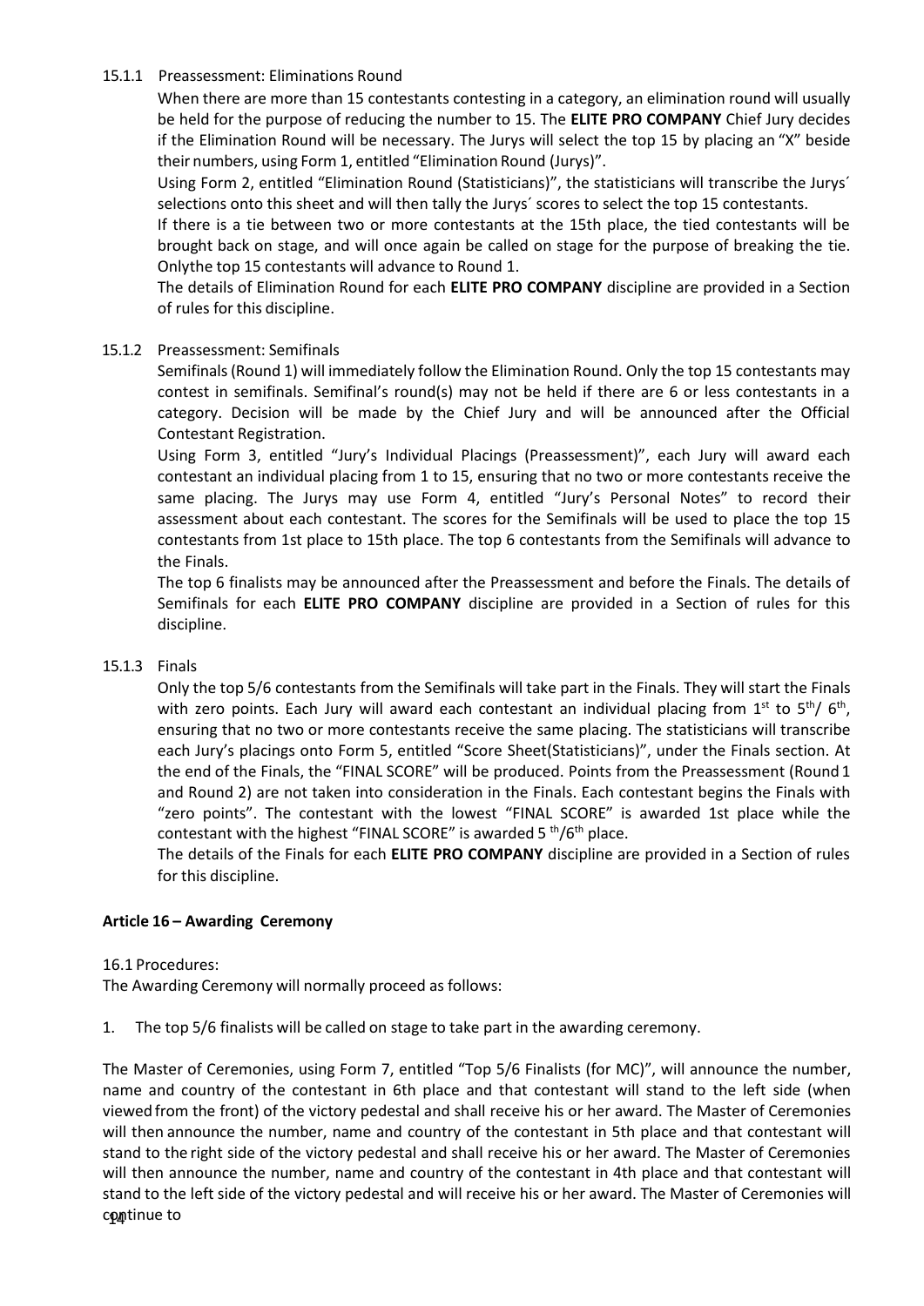### 15.1.1 Preassessment: Eliminations Round

When there are more than 15 contestants contesting in a category, an elimination round will usually be held for the purpose of reducing the number to 15. The **ELITE PRO COMPANY** Chief Jury decides if the Elimination Round will be necessary. The Jurys will select the top 15 by placing an "X" beside their numbers, using Form 1, entitled "Elimination Round (Jurys)".

Using Form 2, entitled "Elimination Round (Statisticians)", the statisticians will transcribe the Jurys´ selections onto this sheet and will then tally the Jurys´ scores to select the top 15 contestants.

If there is a tie between two or more contestants at the 15th place, the tied contestants will be brought back on stage, and will once again be called on stage for the purpose of breaking the tie. Onlythe top 15 contestants will advance to Round 1.

The details of Elimination Round for each **ELITE PRO COMPANY** discipline are provided in a Section of rules for this discipline.

### 15.1.2 Preassessment: Semifinals

Semifinals (Round 1) will immediately follow the Elimination Round. Only the top 15 contestants may contest in semifinals. Semifinal's round(s) may not be held if there are 6 or less contestants in a category. Decision will be made by the Chief Jury and will be announced after the Official Contestant Registration.

Using Form 3, entitled "Jury's Individual Placings (Preassessment)", each Jury will award each contestant an individual placing from 1 to 15, ensuring that no two or more contestants receive the same placing. The Jurys may use Form 4, entitled "Jury's Personal Notes" to record their assessment about each contestant. The scores for the Semifinals will be used to place the top 15 contestants from 1st place to 15th place. The top 6 contestants from the Semifinals will advance to the Finals.

The top 6 finalists may be announced after the Preassessment and before the Finals. The details of Semifinals for each **ELITE PRO COMPANY** discipline are provided in a Section of rules for this discipline.

### 15.1.3 Finals

Only the top 5/6 contestants from the Semifinals will take part in the Finals. They will start the Finals with zero points. Each Jury will award each contestant an individual placing from 1st to 5th/ 6th, ensuring that no two or more contestants receive the same placing. The statisticians will transcribe each Jury's placings onto Form 5, entitled "Score Sheet(Statisticians)", under the Finals section. At the end of the Finals, the "FINAL SCORE" will be produced. Points from the Preassessment (Round 1 and Round 2) are not taken into consideration in the Finals. Each contestant begins the Finals with "zero points". The contestant with the lowest "FINAL SCORE" is awarded 1st place while the contestant with the highest "FINAL SCORE" is awarded 5 th/6th place.

The details of the Finals for each **ELITE PRO COMPANY** discipline are provided in a Section of rules for this discipline.

## Article 16 – Awarding Ceremony

16.1 Procedures:

The Awarding Ceremony will normally proceed as follows:

1. The top 5/6 finalists will be called on stage to take part in the awarding ceremony.

The Master of Ceremonies, using Form 7, entitled "Top 5/6 Finalists (for MC)", will announce the number, name and country of the contestant in 6th place and that contestant will stand to the left side (when viewed from the front) of the victory pedestal and shall receive his or her award. The Master of Ceremonies will then announce the number, name and country of the contestant in 5th place and that contestant will stand to the right side of the victory pedestal and shall receive his or her award. The Master of Ceremonies will then announce the number, name and country of the contestant in 4th place and that contestant will stand to the left side of the victory pedestal and will receive his or her award. The Master of Ceremonies will continue to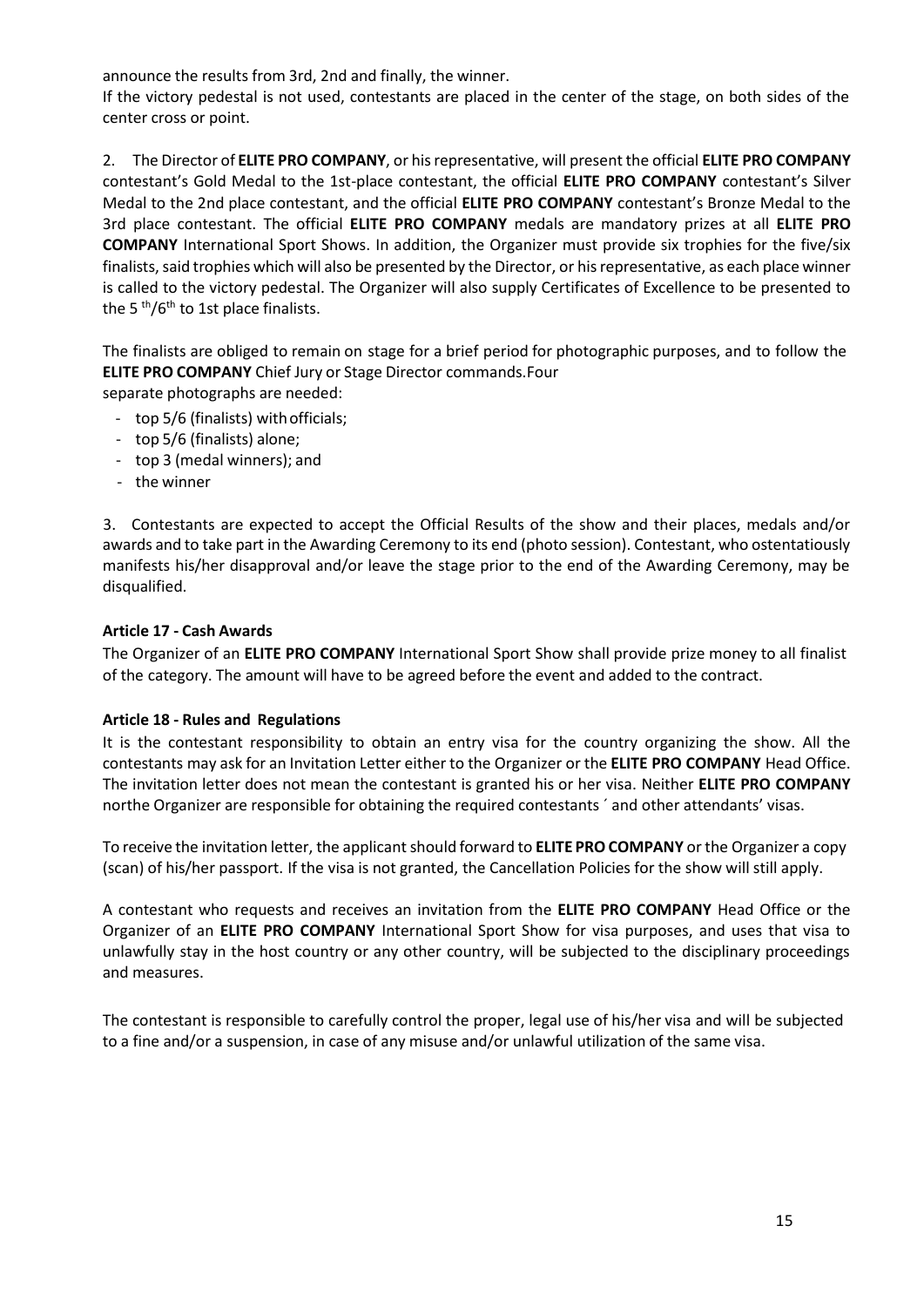announce the results from 3rd, 2nd and finally, the winner.
If the victory pedestal is not used, contestants are placed in the center of the stage, on both sides of the center cross or point.

2. The Director of **ELITE PRO COMPANY**, or his representative, will present the official **ELITE PRO COMPANY** contestant's Gold Medal to the 1st-place contestant, the official **ELITE PRO COMPANY** contestant's Silver Medal to the 2nd place contestant, and the official **ELITE PRO COMPANY** contestant's Bronze Medal to the 3rd place contestant. The official **ELITE PRO COMPANY** medals are mandatory prizes at all **ELITE PRO COMPANY** International Sport Shows. In addition, the Organizer must provide six trophies for the five/six finalists, said trophies which will also be presented by the Director, or his representative, as each place winner is called to the victory pedestal. The Organizer will also supply Certificates of Excellence to be presented to the 5th/6th to 1st place finalists.

The finalists are obliged to remain on stage for a brief period for photographic purposes, and to follow the **ELITE PRO COMPANY** Chief Jury or Stage Director commands.Four
separate photographs are needed:

- top 5/6 (finalists) with officials;
- top 5/6 (finalists) alone;
- top 3 (medal winners); and
- the winner

3. Contestants are expected to accept the Official Results of the show and their places, medals and/or awards and to take part in the Awarding Ceremony to its end (photo session). Contestant, who ostentatiously manifests his/her disapproval and/or leave the stage prior to the end of the Awarding Ceremony, may be disqualified.

**Article 17 - Cash Awards**

The Organizer of an **ELITE PRO COMPANY** International Sport Show shall provide prize money to all finalist of the category. The amount will have to be agreed before the event and added to the contract.

**Article 18 - Rules and Regulations**

It is the contestant responsibility to obtain an entry visa for the country organizing the show. All the contestants may ask for an Invitation Letter either to the Organizer or the **ELITE PRO COMPANY** Head Office. The invitation letter does not mean the contestant is granted his or her visa. Neither **ELITE PRO COMPANY** northe Organizer are responsible for obtaining the required contestants ´ and other attendants' visas.

To receive the invitation letter, the applicant should forward to **ELITE PRO COMPANY** or the Organizer a copy (scan) of his/her passport. If the visa is not granted, the Cancellation Policies for the show will still apply.

A contestant who requests and receives an invitation from the **ELITE PRO COMPANY** Head Office or the Organizer of an **ELITE PRO COMPANY** International Sport Show for visa purposes, and uses that visa to unlawfully stay in the host country or any other country, will be subjected to the disciplinary proceedings and measures.

The contestant is responsible to carefully control the proper, legal use of his/her visa and will be subjected to a fine and/or a suspension, in case of any misuse and/or unlawful utilization of the same visa.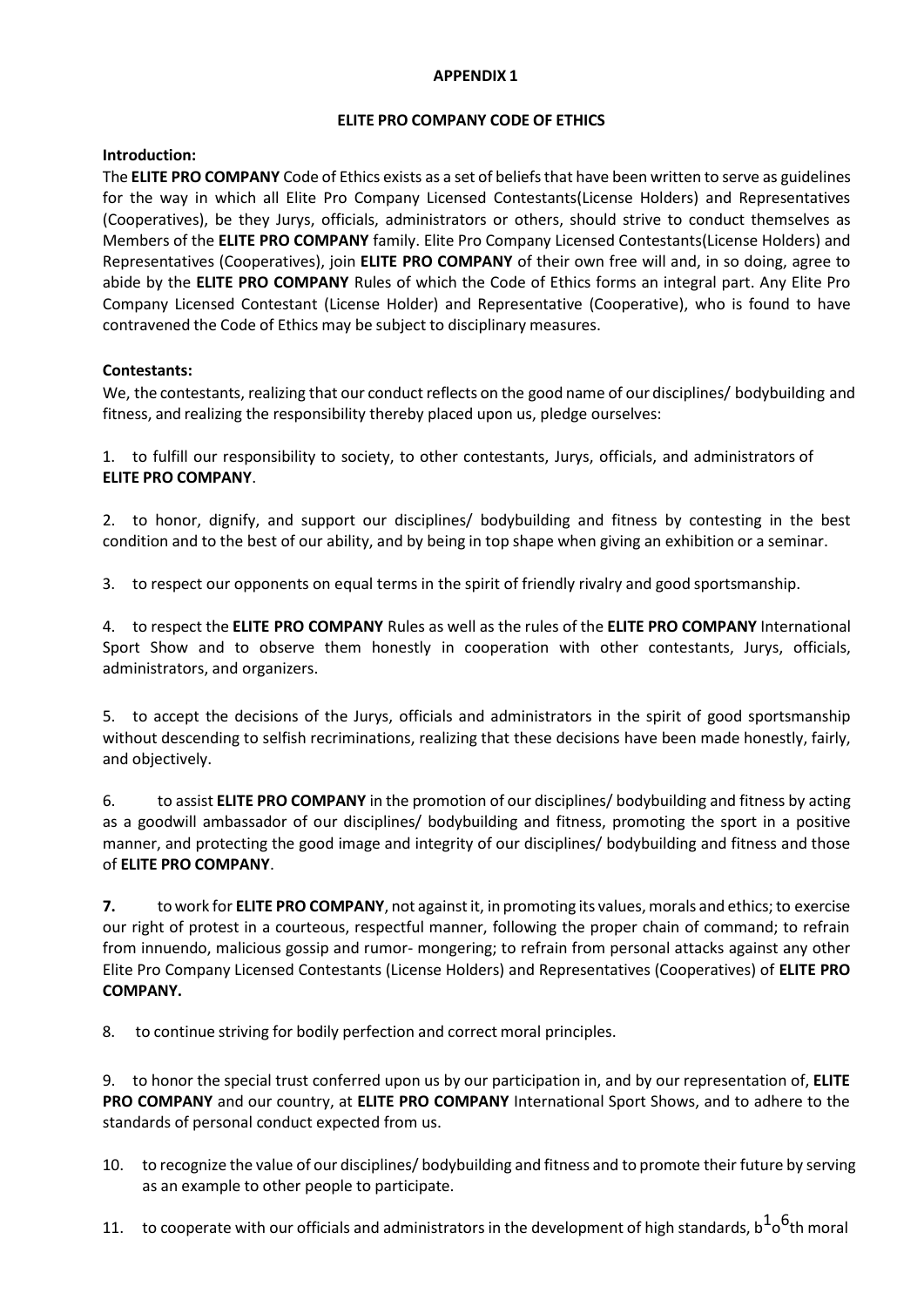**APPENDIX 1**

**ELITE PRO COMPANY CODE OF ETHICS**

**Introduction:**

The **ELITE PRO COMPANY** Code of Ethics exists as a set of beliefs that have been written to serve as guidelines for the way in which all Elite Pro Company Licensed Contestants(License Holders) and Representatives (Cooperatives), be they Jurys, officials, administrators or others, should strive to conduct themselves as Members of the **ELITE PRO COMPANY** family. Elite Pro Company Licensed Contestants(License Holders) and Representatives (Cooperatives), join **ELITE PRO COMPANY** of their own free will and, in so doing, agree to abide by the **ELITE PRO COMPANY** Rules of which the Code of Ethics forms an integral part. Any Elite Pro Company Licensed Contestant (License Holder) and Representative (Cooperative), who is found to have contravened the Code of Ethics may be subject to disciplinary measures.

**Contestants:**

We, the contestants, realizing that our conduct reflects on the good name of our disciplines/ bodybuilding and fitness, and realizing the responsibility thereby placed upon us, pledge ourselves:

1. to fulfill our responsibility to society, to other contestants, Jurys, officials, and administrators of **ELITE PRO COMPANY**.

2. to honor, dignify, and support our disciplines/ bodybuilding and fitness by contesting in the best condition and to the best of our ability, and by being in top shape when giving an exhibition or a seminar.

3. to respect our opponents on equal terms in the spirit of friendly rivalry and good sportsmanship.

4. to respect the **ELITE PRO COMPANY** Rules as well as the rules of the **ELITE PRO COMPANY** International Sport Show and to observe them honestly in cooperation with other contestants, Jurys, officials, administrators, and organizers.

5. to accept the decisions of the Jurys, officials and administrators in the spirit of good sportsmanship without descending to selfish recriminations, realizing that these decisions have been made honestly, fairly, and objectively.

6. to assist **ELITE PRO COMPANY** in the promotion of our disciplines/ bodybuilding and fitness by acting as a goodwill ambassador of our disciplines/ bodybuilding and fitness, promoting the sport in a positive manner, and protecting the good image and integrity of our disciplines/ bodybuilding and fitness and those of **ELITE PRO COMPANY**.

**7.** to work for **ELITE PRO COMPANY**, not against it, in promoting its values, morals and ethics; to exercise our right of protest in a courteous, respectful manner, following the proper chain of command; to refrain from innuendo, malicious gossip and rumor- mongering; to refrain from personal attacks against any other Elite Pro Company Licensed Contestants (License Holders) and Representatives (Cooperatives) of **ELITE PRO COMPANY.**

8. to continue striving for bodily perfection and correct moral principles.

9. to honor the special trust conferred upon us by our participation in, and by our representation of, **ELITE PRO COMPANY** and our country, at **ELITE PRO COMPANY** International Sport Shows, and to adhere to the standards of personal conduct expected from us.

10. to recognize the value of our disciplines/ bodybuilding and fitness and to promote their future by serving as an example to other people to participate.

11. to cooperate with our officials and administrators in the development of high standards, both moral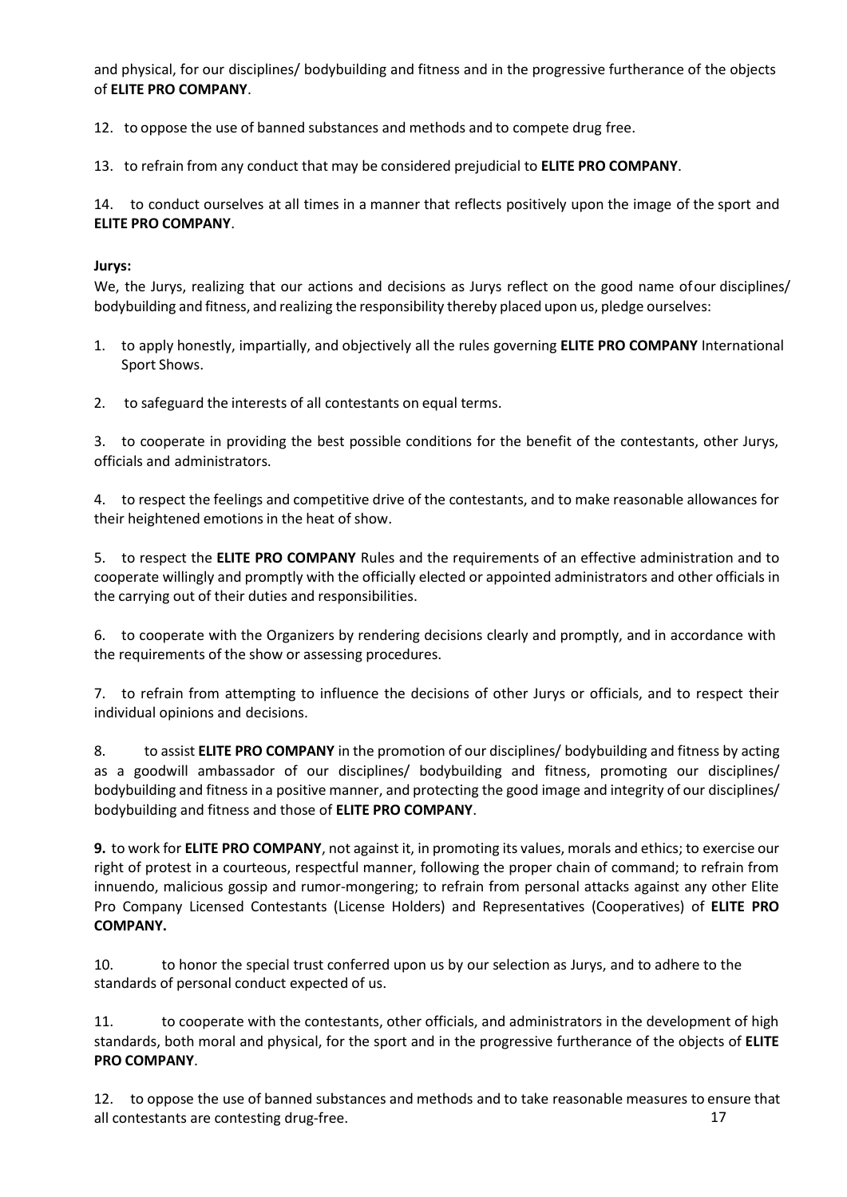and physical, for our disciplines/ bodybuilding and fitness and in the progressive furtherance of the objects of **ELITE PRO COMPANY**.

12. to oppose the use of banned substances and methods and to compete drug free.

13. to refrain from any conduct that may be considered prejudicial to **ELITE PRO COMPANY**.

14. to conduct ourselves at all times in a manner that reflects positively upon the image of the sport and **ELITE PRO COMPANY**.

**Jurys:**

We, the Jurys, realizing that our actions and decisions as Jurys reflect on the good name of our disciplines/ bodybuilding and fitness, and realizing the responsibility thereby placed upon us, pledge ourselves:

1. to apply honestly, impartially, and objectively all the rules governing **ELITE PRO COMPANY** International Sport Shows.

2. to safeguard the interests of all contestants on equal terms.

3. to cooperate in providing the best possible conditions for the benefit of the contestants, other Jurys, officials and administrators.

4. to respect the feelings and competitive drive of the contestants, and to make reasonable allowances for their heightened emotions in the heat of show.

5. to respect the **ELITE PRO COMPANY** Rules and the requirements of an effective administration and to cooperate willingly and promptly with the officially elected or appointed administrators and other officials in the carrying out of their duties and responsibilities.

6. to cooperate with the Organizers by rendering decisions clearly and promptly, and in accordance with the requirements of the show or assessing procedures.

7. to refrain from attempting to influence the decisions of other Jurys or officials, and to respect their individual opinions and decisions.

8. to assist **ELITE PRO COMPANY** in the promotion of our disciplines/ bodybuilding and fitness by acting as a goodwill ambassador of our disciplines/ bodybuilding and fitness, promoting our disciplines/ bodybuilding and fitness in a positive manner, and protecting the good image and integrity of our disciplines/ bodybuilding and fitness and those of **ELITE PRO COMPANY**.

**9.** to work for **ELITE PRO COMPANY**, not against it, in promoting its values, morals and ethics; to exercise our right of protest in a courteous, respectful manner, following the proper chain of command; to refrain from innuendo, malicious gossip and rumor-mongering; to refrain from personal attacks against any other Elite Pro Company Licensed Contestants (License Holders) and Representatives (Cooperatives) of **ELITE PRO COMPANY.**

10. to honor the special trust conferred upon us by our selection as Jurys, and to adhere to the standards of personal conduct expected of us.

11. to cooperate with the contestants, other officials, and administrators in the development of high standards, both moral and physical, for the sport and in the progressive furtherance of the objects of **ELITE PRO COMPANY**.

12. to oppose the use of banned substances and methods and to take reasonable measures to ensure that all contestants are contesting drug-free.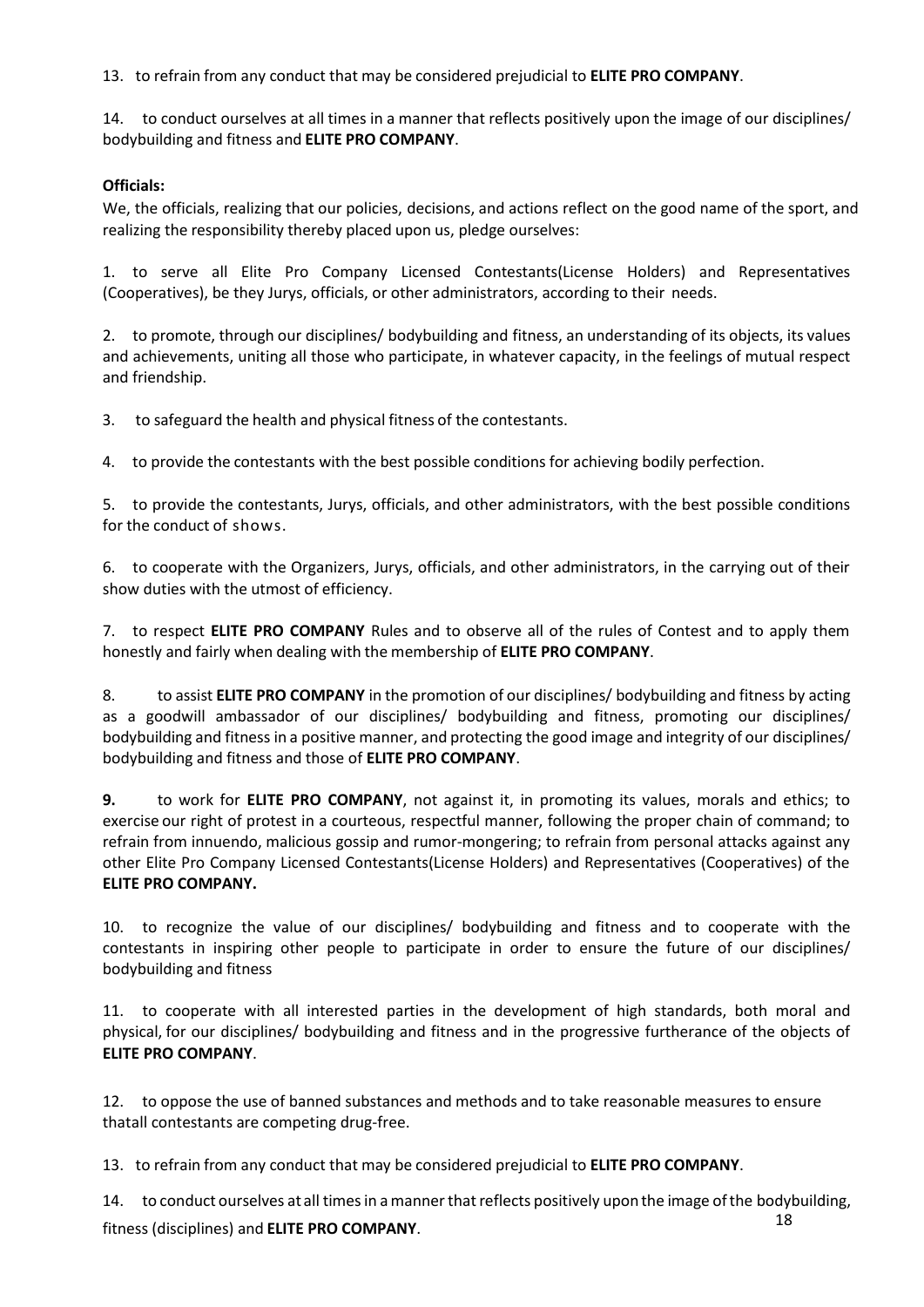13. to refrain from any conduct that may be considered prejudicial to **ELITE PRO COMPANY**.

14. to conduct ourselves at all times in a manner that reflects positively upon the image of our disciplines/ bodybuilding and fitness and **ELITE PRO COMPANY**.

**Officials:**

We, the officials, realizing that our policies, decisions, and actions reflect on the good name of the sport, and realizing the responsibility thereby placed upon us, pledge ourselves:

1. to serve all Elite Pro Company Licensed Contestants(License Holders) and Representatives (Cooperatives), be they Jurys, officials, or other administrators, according to their needs.

2. to promote, through our disciplines/ bodybuilding and fitness, an understanding of its objects, its values and achievements, uniting all those who participate, in whatever capacity, in the feelings of mutual respect and friendship.

3. to safeguard the health and physical fitness of the contestants.

4. to provide the contestants with the best possible conditions for achieving bodily perfection.

5. to provide the contestants, Jurys, officials, and other administrators, with the best possible conditions for the conduct of shows.

6. to cooperate with the Organizers, Jurys, officials, and other administrators, in the carrying out of their show duties with the utmost of efficiency.

7. to respect **ELITE PRO COMPANY** Rules and to observe all of the rules of Contest and to apply them honestly and fairly when dealing with the membership of **ELITE PRO COMPANY**.

8. to assist **ELITE PRO COMPANY** in the promotion of our disciplines/ bodybuilding and fitness by acting as a goodwill ambassador of our disciplines/ bodybuilding and fitness, promoting our disciplines/ bodybuilding and fitness in a positive manner, and protecting the good image and integrity of our disciplines/ bodybuilding and fitness and those of **ELITE PRO COMPANY**.

**9.** to work for **ELITE PRO COMPANY**, not against it, in promoting its values, morals and ethics; to exercise our right of protest in a courteous, respectful manner, following the proper chain of command; to refrain from innuendo, malicious gossip and rumor-mongering; to refrain from personal attacks against any other Elite Pro Company Licensed Contestants(License Holders) and Representatives (Cooperatives) of the **ELITE PRO COMPANY.**

10. to recognize the value of our disciplines/ bodybuilding and fitness and to cooperate with the contestants in inspiring other people to participate in order to ensure the future of our disciplines/ bodybuilding and fitness

11. to cooperate with all interested parties in the development of high standards, both moral and physical, for our disciplines/ bodybuilding and fitness and in the progressive furtherance of the objects of **ELITE PRO COMPANY**.

12. to oppose the use of banned substances and methods and to take reasonable measures to ensure thatall contestants are competing drug-free.

13. to refrain from any conduct that may be considered prejudicial to **ELITE PRO COMPANY**.

14. to conduct ourselves at all times in a manner that reflects positively upon the image of the bodybuilding, fitness (disciplines) and **ELITE PRO COMPANY**.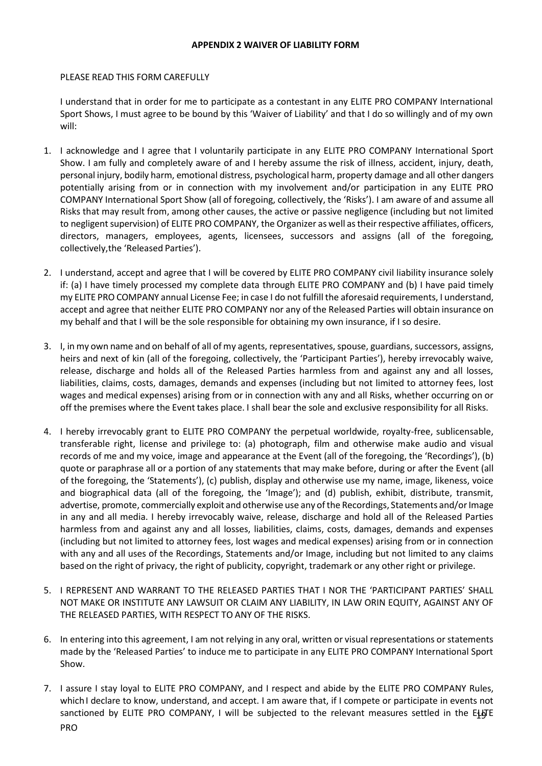**APPENDIX 2 WAIVER OF LIABILITY FORM**

PLEASE READ THIS FORM CAREFULLY

I understand that in order for me to participate as a contestant in any ELITE PRO COMPANY International Sport Shows, I must agree to be bound by this 'Waiver of Liability' and that I do so willingly and of my own will:

1. I acknowledge and I agree that I voluntarily participate in any ELITE PRO COMPANY International Sport Show. I am fully and completely aware of and I hereby assume the risk of illness, accident, injury, death, personal injury, bodily harm, emotional distress, psychological harm, property damage and all other dangers potentially arising from or in connection with my involvement and/or participation in any ELITE PRO COMPANY International Sport Show (all of foregoing, collectively, the 'Risks'). I am aware of and assume all Risks that may result from, among other causes, the active or passive negligence (including but not limited to negligent supervision) of ELITE PRO COMPANY, the Organizer as well as their respective affiliates, officers, directors, managers, employees, agents, licensees, successors and assigns (all of the foregoing, collectively,the 'Released Parties').

2. I understand, accept and agree that I will be covered by ELITE PRO COMPANY civil liability insurance solely if: (a) I have timely processed my complete data through ELITE PRO COMPANY and (b) I have paid timely my ELITE PRO COMPANY annual License Fee; in case I do not fulfill the aforesaid requirements, I understand, accept and agree that neither ELITE PRO COMPANY nor any of the Released Parties will obtain insurance on my behalf and that I will be the sole responsible for obtaining my own insurance, if I so desire.

3. I, in my own name and on behalf of all of my agents, representatives, spouse, guardians, successors, assigns, heirs and next of kin (all of the foregoing, collectively, the 'Participant Parties'), hereby irrevocably waive, release, discharge and holds all of the Released Parties harmless from and against any and all losses, liabilities, claims, costs, damages, demands and expenses (including but not limited to attorney fees, lost wages and medical expenses) arising from or in connection with any and all Risks, whether occurring on or off the premises where the Event takes place. I shall bear the sole and exclusive responsibility for all Risks.

4. I hereby irrevocably grant to ELITE PRO COMPANY the perpetual worldwide, royalty-free, sublicensable, transferable right, license and privilege to: (a) photograph, film and otherwise make audio and visual records of me and my voice, image and appearance at the Event (all of the foregoing, the 'Recordings'), (b) quote or paraphrase all or a portion of any statements that may make before, during or after the Event (all of the foregoing, the 'Statements'), (c) publish, display and otherwise use my name, image, likeness, voice and biographical data (all of the foregoing, the 'Image'); and (d) publish, exhibit, distribute, transmit, advertise, promote, commercially exploit and otherwise use any of the Recordings, Statements and/or Image in any and all media. I hereby irrevocably waive, release, discharge and hold all of the Released Parties harmless from and against any and all losses, liabilities, claims, costs, damages, demands and expenses (including but not limited to attorney fees, lost wages and medical expenses) arising from or in connection with any and all uses of the Recordings, Statements and/or Image, including but not limited to any claims based on the right of privacy, the right of publicity, copyright, trademark or any other right or privilege.

5. I REPRESENT AND WARRANT TO THE RELEASED PARTIES THAT I NOR THE 'PARTICIPANT PARTIES' SHALL NOT MAKE OR INSTITUTE ANY LAWSUIT OR CLAIM ANY LIABILITY, IN LAW ORIN EQUITY, AGAINST ANY OF THE RELEASED PARTIES, WITH RESPECT TO ANY OF THE RISKS.

6. In entering into this agreement, I am not relying in any oral, written or visual representations or statements made by the 'Released Parties' to induce me to participate in any ELITE PRO COMPANY International Sport Show.

7. I assure I stay loyal to ELITE PRO COMPANY, and I respect and abide by the ELITE PRO COMPANY Rules, which I declare to know, understand, and accept. I am aware that, if I compete or participate in events not sanctioned by ELITE PRO COMPANY, I will be subjected to the relevant measures settled in the ELITE PRO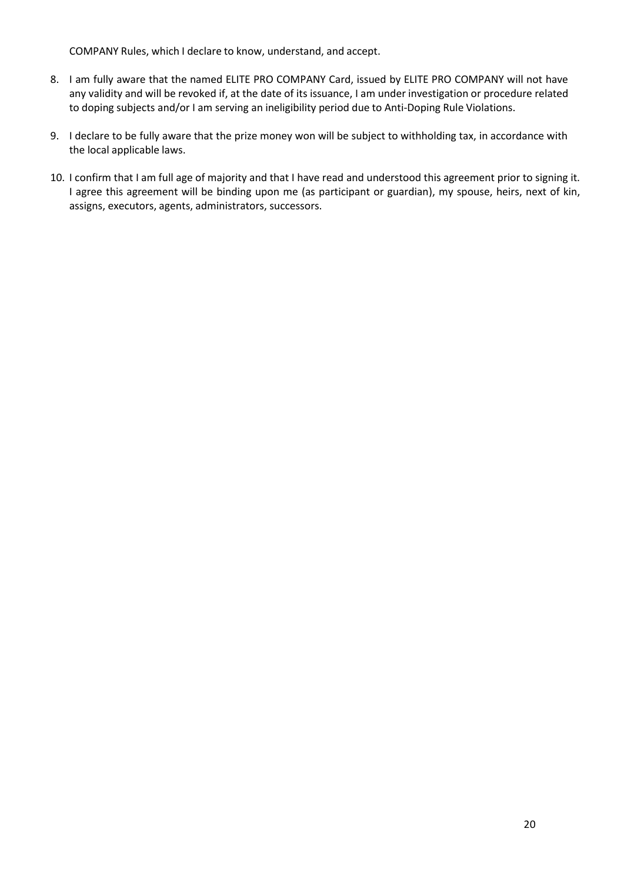COMPANY Rules, which I declare to know, understand, and accept.

8. I am fully aware that the named ELITE PRO COMPANY Card, issued by ELITE PRO COMPANY will not have any validity and will be revoked if, at the date of its issuance, I am under investigation or procedure related to doping subjects and/or I am serving an ineligibility period due to Anti-Doping Rule Violations.

9. I declare to be fully aware that the prize money won will be subject to withholding tax, in accordance with the local applicable laws.

10. I confirm that I am full age of majority and that I have read and understood this agreement prior to signing it. I agree this agreement will be binding upon me (as participant or guardian), my spouse, heirs, next of kin, assigns, executors, agents, administrators, successors.